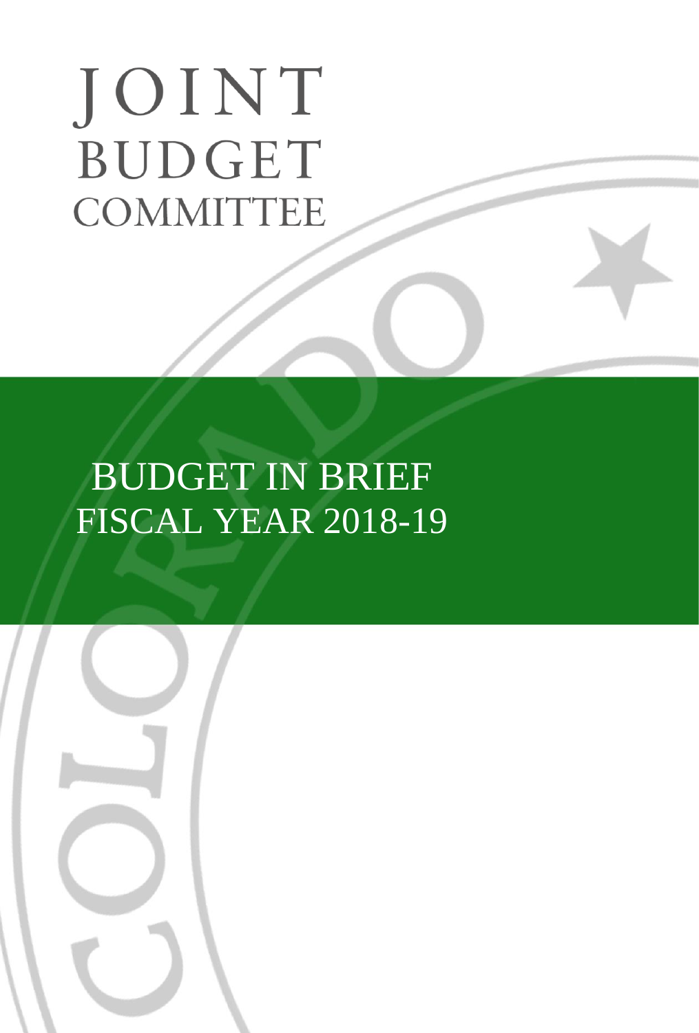# JOINT BUDGET COMMITTEE

# BUDGET IN BRIEF
## FISCAL YEAR 2018-19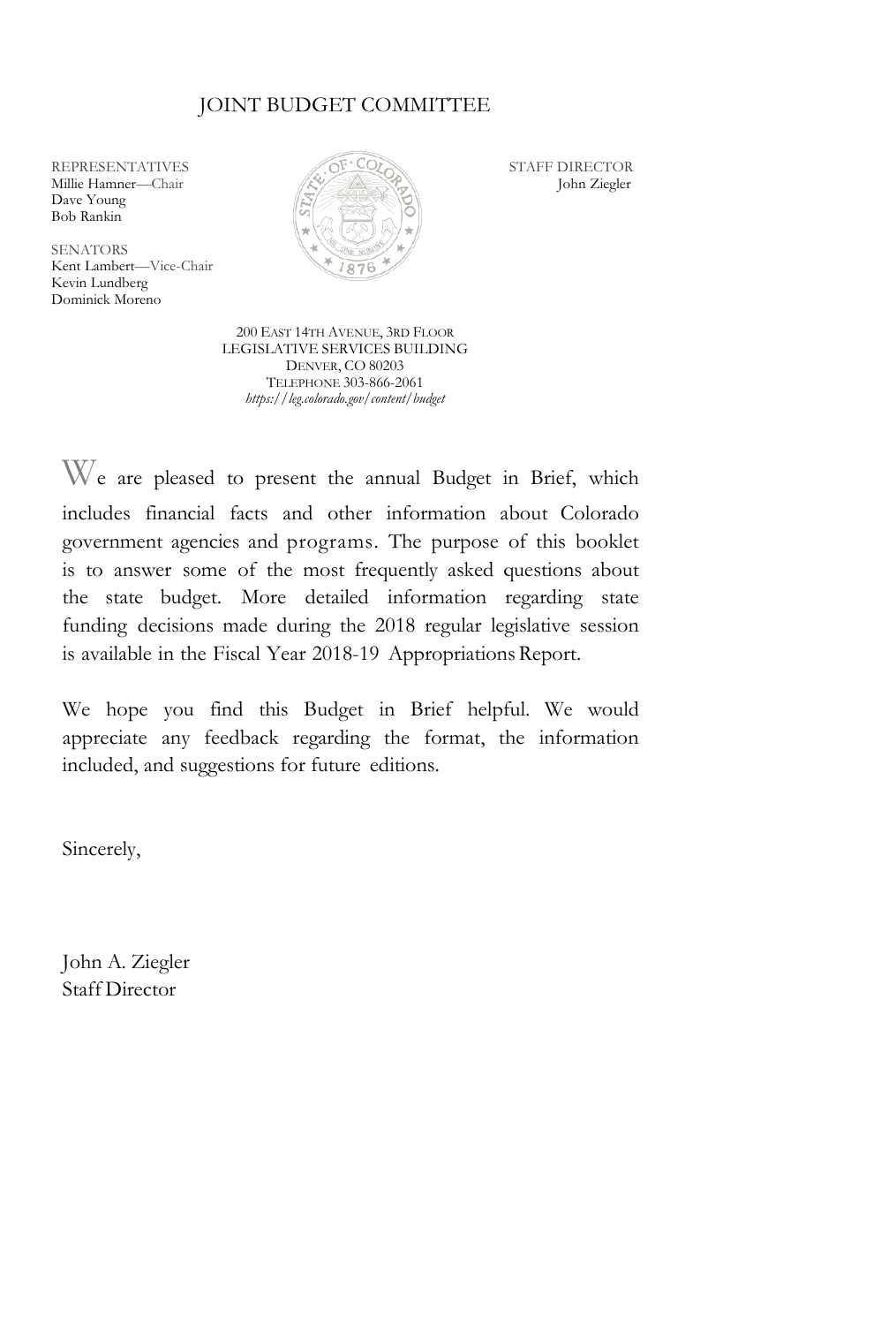# JOINT BUDGET COMMITTEE

REPRESENTATIVES
Millie Hamner—Chair
Dave Young
Bob Rankin

SENATORS
Kent Lambert—Vice-Chair
Kevin Lundberg
Dominick Moreno

STAFF DIRECTOR
John Ziegler

200 EAST 14TH AVENUE, 3RD FLOOR
LEGISLATIVE SERVICES BUILDING
DENVER, CO 80203
TELEPHONE 303-866-2061
*https://leg.colorado.gov/content/budget*

We are pleased to present the annual Budget in Brief, which includes financial facts and other information about Colorado government agencies and programs. The purpose of this booklet is to answer some of the most frequently asked questions about the state budget. More detailed information regarding state funding decisions made during the 2018 regular legislative session is available in the Fiscal Year 2018-19 Appropriations Report.

We hope you find this Budget in Brief helpful. We would appreciate any feedback regarding the format, the information included, and suggestions for future editions.

Sincerely,

John A. Ziegler
Staff Director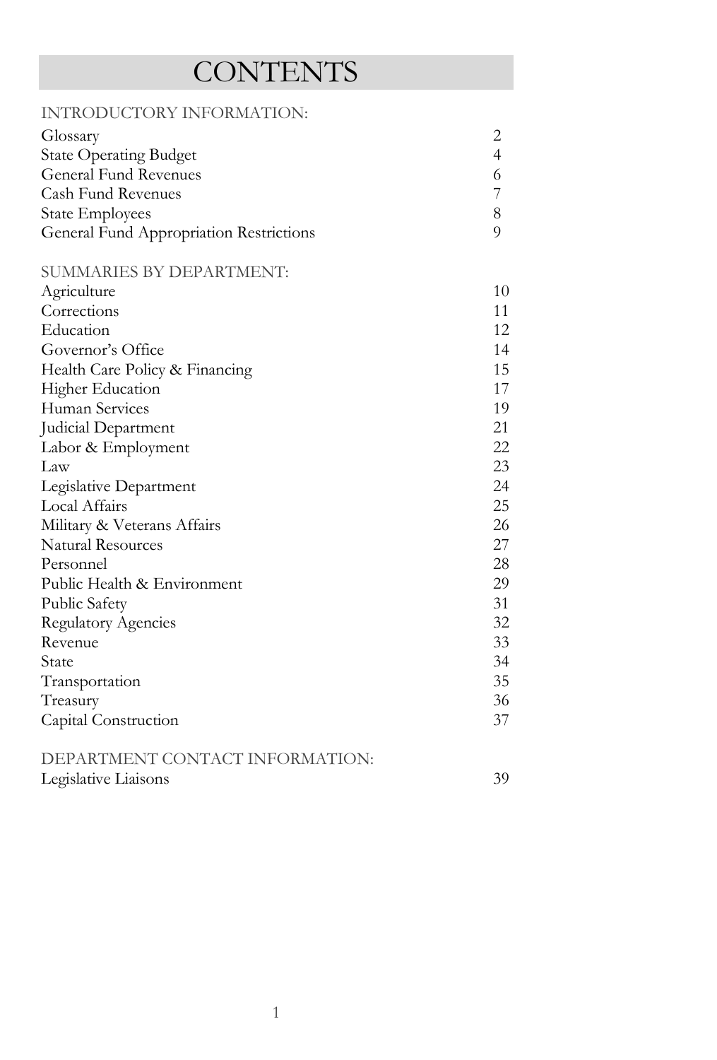# CONTENTS

INTRODUCTORY INFORMATION:

| | |
|---|---|
| Glossary | 2 |
| State Operating Budget | 4 |
| General Fund Revenues | 6 |
| Cash Fund Revenues | 7 |
| State Employees | 8 |
| General Fund Appropriation Restrictions | 9 |

SUMMARIES BY DEPARTMENT:

| | |
|---|---|
| Agriculture | 10 |
| Corrections | 11 |
| Education | 12 |
| Governor's Office | 14 |
| Health Care Policy & Financing | 15 |
| Higher Education | 17 |
| Human Services | 19 |
| Judicial Department | 21 |
| Labor & Employment | 22 |
| Law | 23 |
| Legislative Department | 24 |
| Local Affairs | 25 |
| Military & Veterans Affairs | 26 |
| Natural Resources | 27 |
| Personnel | 28 |
| Public Health & Environment | 29 |
| Public Safety | 31 |
| Regulatory Agencies | 32 |
| Revenue | 33 |
| State | 34 |
| Transportation | 35 |
| Treasury | 36 |
| Capital Construction | 37 |

DEPARTMENT CONTACT INFORMATION:

| | |
|---|---|
| Legislative Liaisons | 39 |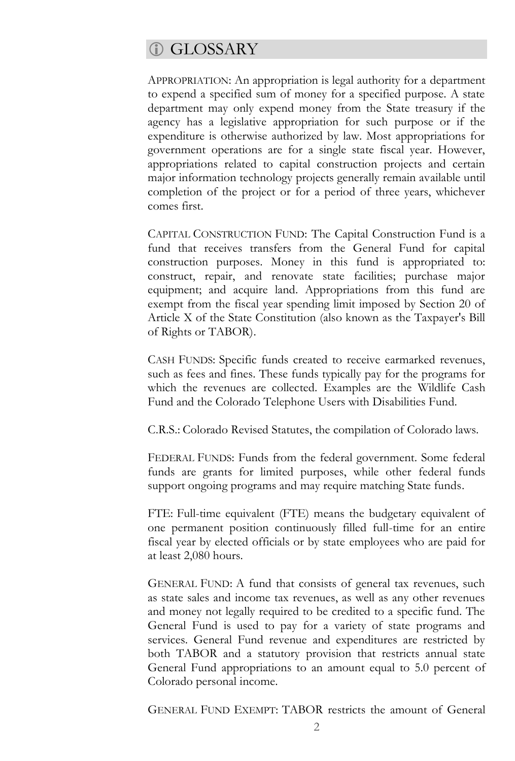## ⓘ GLOSSARY

APPROPRIATION: An appropriation is legal authority for a department to expend a specified sum of money for a specified purpose. A state department may only expend money from the State treasury if the agency has a legislative appropriation for such purpose or if the expenditure is otherwise authorized by law. Most appropriations for government operations are for a single state fiscal year. However, appropriations related to capital construction projects and certain major information technology projects generally remain available until completion of the project or for a period of three years, whichever comes first.

CAPITAL CONSTRUCTION FUND: The Capital Construction Fund is a fund that receives transfers from the General Fund for capital construction purposes. Money in this fund is appropriated to: construct, repair, and renovate state facilities; purchase major equipment; and acquire land. Appropriations from this fund are exempt from the fiscal year spending limit imposed by Section 20 of Article X of the State Constitution (also known as the Taxpayer's Bill of Rights or TABOR).

CASH FUNDS: Specific funds created to receive earmarked revenues, such as fees and fines. These funds typically pay for the programs for which the revenues are collected. Examples are the Wildlife Cash Fund and the Colorado Telephone Users with Disabilities Fund.

C.R.S.: Colorado Revised Statutes, the compilation of Colorado laws.

FEDERAL FUNDS: Funds from the federal government. Some federal funds are grants for limited purposes, while other federal funds support ongoing programs and may require matching State funds.

FTE: Full-time equivalent (FTE) means the budgetary equivalent of one permanent position continuously filled full-time for an entire fiscal year by elected officials or by state employees who are paid for at least 2,080 hours.

GENERAL FUND: A fund that consists of general tax revenues, such as state sales and income tax revenues, as well as any other revenues and money not legally required to be credited to a specific fund. The General Fund is used to pay for a variety of state programs and services. General Fund revenue and expenditures are restricted by both TABOR and a statutory provision that restricts annual state General Fund appropriations to an amount equal to 5.0 percent of Colorado personal income.

GENERAL FUND EXEMPT: TABOR restricts the amount of General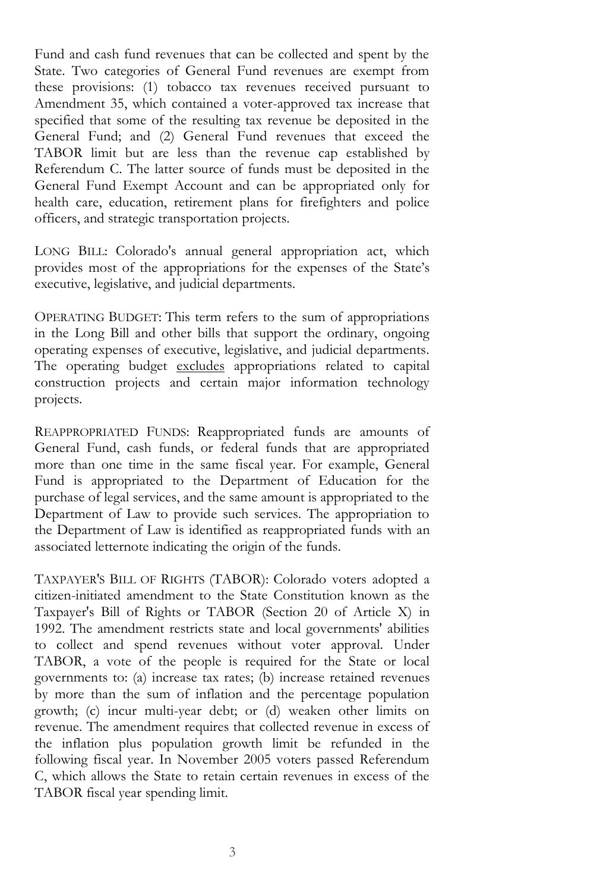Fund and cash fund revenues that can be collected and spent by the State. Two categories of General Fund revenues are exempt from these provisions: (1) tobacco tax revenues received pursuant to Amendment 35, which contained a voter-approved tax increase that specified that some of the resulting tax revenue be deposited in the General Fund; and (2) General Fund revenues that exceed the TABOR limit but are less than the revenue cap established by Referendum C. The latter source of funds must be deposited in the General Fund Exempt Account and can be appropriated only for health care, education, retirement plans for firefighters and police officers, and strategic transportation projects.

LONG BILL: Colorado's annual general appropriation act, which provides most of the appropriations for the expenses of the State's executive, legislative, and judicial departments.

OPERATING BUDGET: This term refers to the sum of appropriations in the Long Bill and other bills that support the ordinary, ongoing operating expenses of executive, legislative, and judicial departments. The operating budget <u>excludes</u> appropriations related to capital construction projects and certain major information technology projects.

REAPPROPRIATED FUNDS: Reappropriated funds are amounts of General Fund, cash funds, or federal funds that are appropriated more than one time in the same fiscal year. For example, General Fund is appropriated to the Department of Education for the purchase of legal services, and the same amount is appropriated to the Department of Law to provide such services. The appropriation to the Department of Law is identified as reappropriated funds with an associated letternote indicating the origin of the funds.

TAXPAYER'S BILL OF RIGHTS (TABOR): Colorado voters adopted a citizen-initiated amendment to the State Constitution known as the Taxpayer's Bill of Rights or TABOR (Section 20 of Article X) in 1992. The amendment restricts state and local governments' abilities to collect and spend revenues without voter approval. Under TABOR, a vote of the people is required for the State or local governments to: (a) increase tax rates; (b) increase retained revenues by more than the sum of inflation and the percentage population growth; (c) incur multi-year debt; or (d) weaken other limits on revenue. The amendment requires that collected revenue in excess of the inflation plus population growth limit be refunded in the following fiscal year. In November 2005 voters passed Referendum C, which allows the State to retain certain revenues in excess of the TABOR fiscal year spending limit.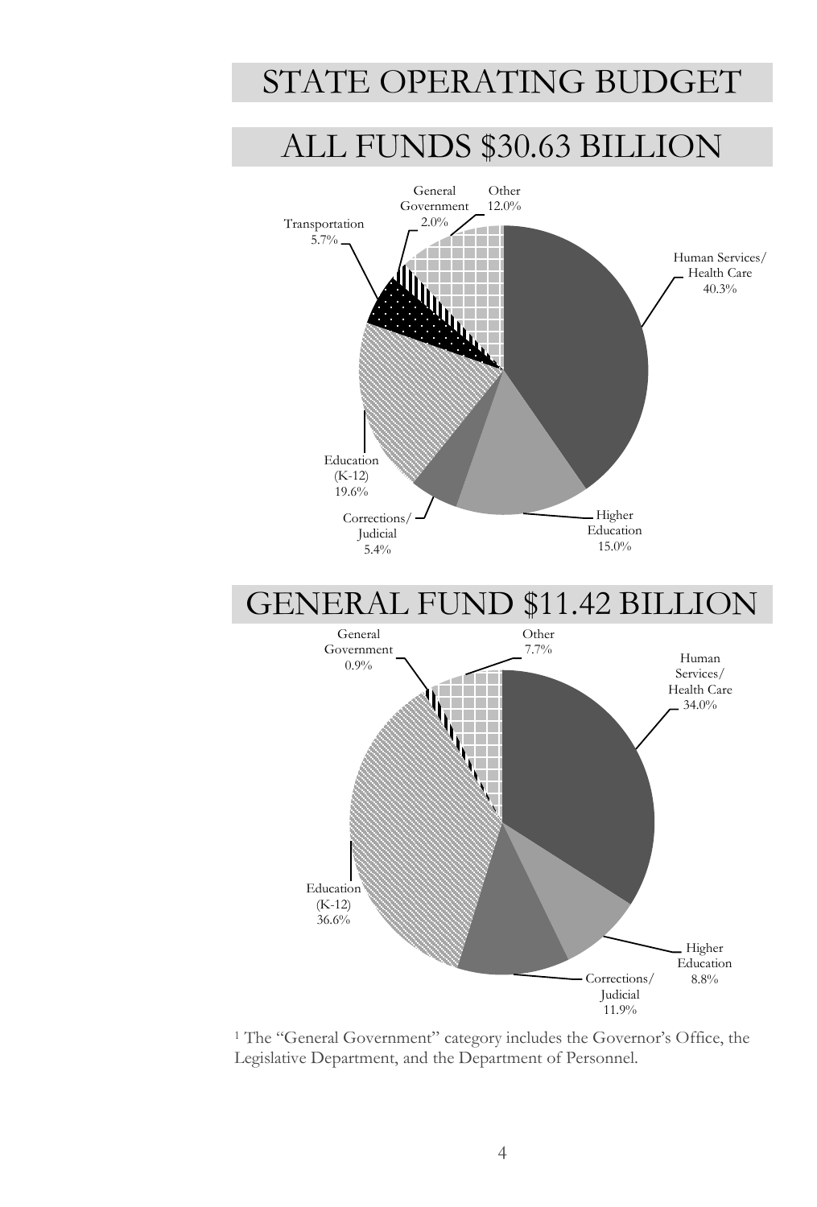# STATE OPERATING BUDGET

## ALL FUNDS $30.63 BILLION

| Category | Percent |
|---|---|
| Human Services/ Health Care | 40.3% |
| Higher Education | 15.0% |
| Corrections/ Judicial | 5.4% |
| Education (K-12) | 19.6% |
| Transportation | 5.7% |
| General Government | 2.0% |
| Other | 12.0% |

## GENERAL FUND $11.42 BILLION

| Category | Percent |
|---|---|
| Human Services/ Health Care | 34.0% |
| Higher Education | 8.8% |
| Corrections/ Judicial | 11.9% |
| Education (K-12) | 36.6% |
| General Government | 0.9% |
| Other | 7.7% |

[1] The "General Government" category includes the Governor's Office, the Legislative Department, and the Department of Personnel.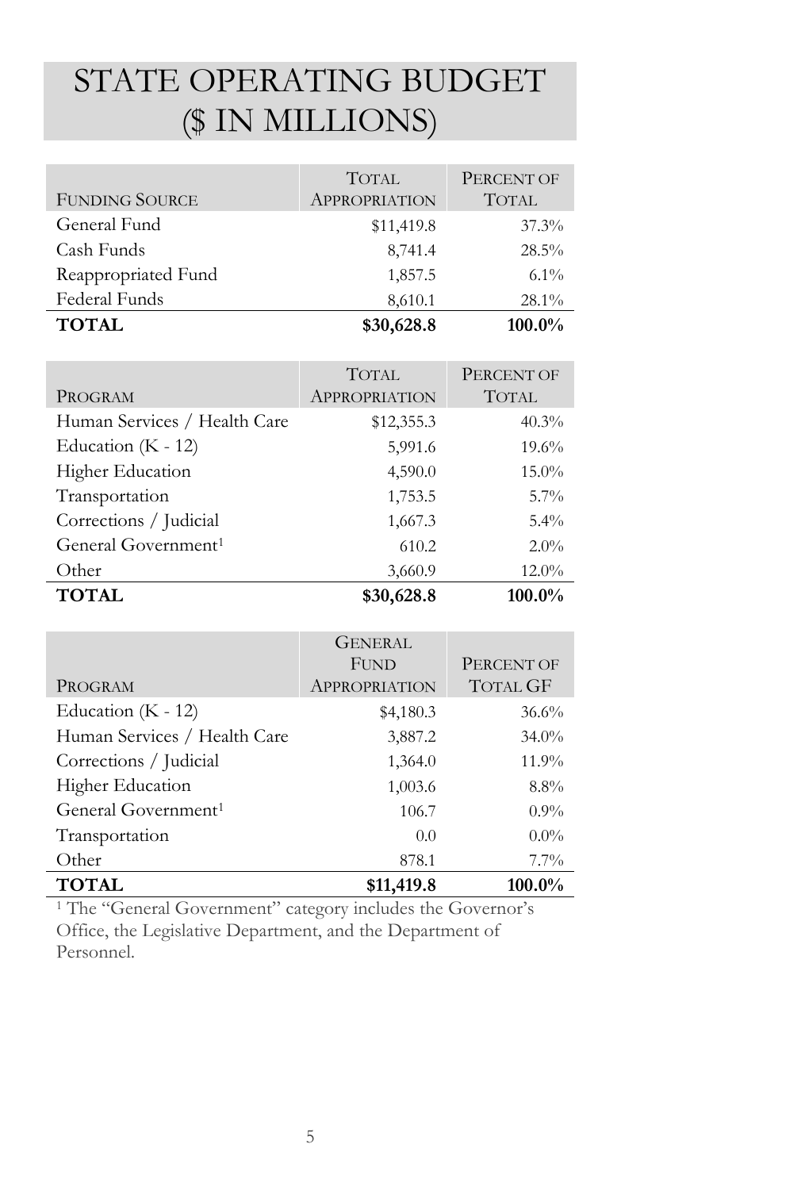# STATE OPERATING BUDGET ($ IN MILLIONS)

| Funding Source | Total Appropriation | Percent of Total |
|---|---|---|
| General Fund | $11,419.8 | 37.3% |
| Cash Funds | 8,741.4 | 28.5% |
| Reappropriated Fund | 1,857.5 | 6.1% |
| Federal Funds | 8,610.1 | 28.1% |
| **TOTAL** | **$30,628.8** | **100.0%** |

| Program | Total Appropriation | Percent of Total |
|---|---|---|
| Human Services / Health Care | $12,355.3 | 40.3% |
| Education (K - 12) | 5,991.6 | 19.6% |
| Higher Education | 4,590.0 | 15.0% |
| Transportation | 1,753.5 | 5.7% |
| Corrections / Judicial | 1,667.3 | 5.4% |
| General Government[1] | 610.2 | 2.0% |
| Other | 3,660.9 | 12.0% |
| **TOTAL** | **$30,628.8** | **100.0%** |

| Program | General Fund Appropriation | Percent of Total GF |
|---|---|---|
| Education (K - 12) | $4,180.3 | 36.6% |
| Human Services / Health Care | 3,887.2 | 34.0% |
| Corrections / Judicial | 1,364.0 | 11.9% |
| Higher Education | 1,003.6 | 8.8% |
| General Government[1] | 106.7 | 0.9% |
| Transportation | 0.0 | 0.0% |
| Other | 878.1 | 7.7% |
| **TOTAL** | **$11,419.8** | **100.0%** |

[1] The "General Government" category includes the Governor's Office, the Legislative Department, and the Department of Personnel.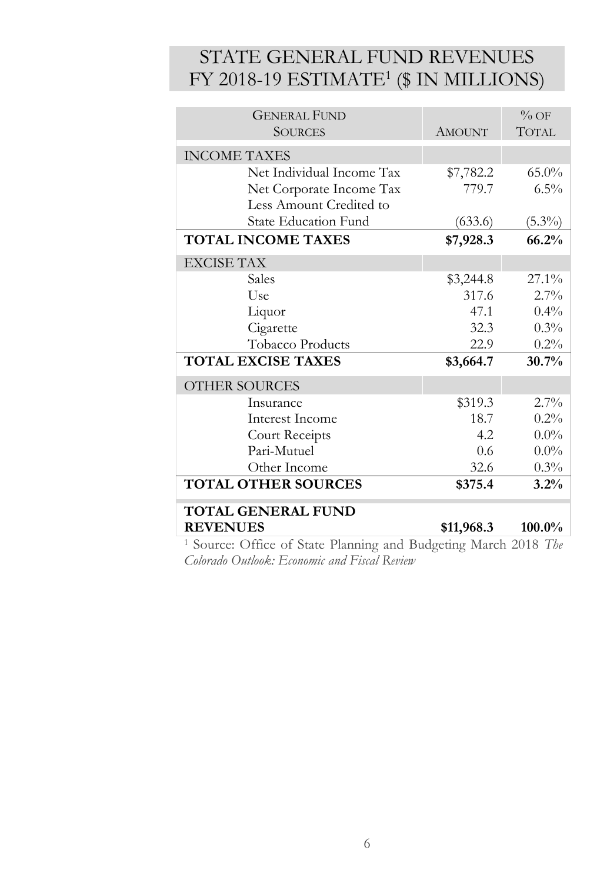# STATE GENERAL FUND REVENUES FY 2018-19 ESTIMATE[1] ($ IN MILLIONS)

| General Fund Sources | Amount | % of Total |
|---|---|---|
| INCOME TAXES | | |
| Net Individual Income Tax | $7,782.2 | 65.0% |
| Net Corporate Income Tax | 779.7 | 6.5% |
| Less Amount Credited to State Education Fund | (633.6) | (5.3%) |
| **TOTAL INCOME TAXES** | **$7,928.3** | **66.2%** |
| EXCISE TAX | | |
| Sales | $3,244.8 | 27.1% |
| Use | 317.6 | 2.7% |
| Liquor | 47.1 | 0.4% |
| Cigarette | 32.3 | 0.3% |
| Tobacco Products | 22.9 | 0.2% |
| **TOTAL EXCISE TAXES** | **$3,664.7** | **30.7%** |
| OTHER SOURCES | | |
| Insurance | $319.3 | 2.7% |
| Interest Income | 18.7 | 0.2% |
| Court Receipts | 4.2 | 0.0% |
| Pari-Mutuel | 0.6 | 0.0% |
| Other Income | 32.6 | 0.3% |
| **TOTAL OTHER SOURCES** | **$375.4** | **3.2%** |
| **TOTAL GENERAL FUND REVENUES** | **$11,968.3** | **100.0%** |

[1] Source: Office of State Planning and Budgeting March 2018 *The Colorado Outlook: Economic and Fiscal Review*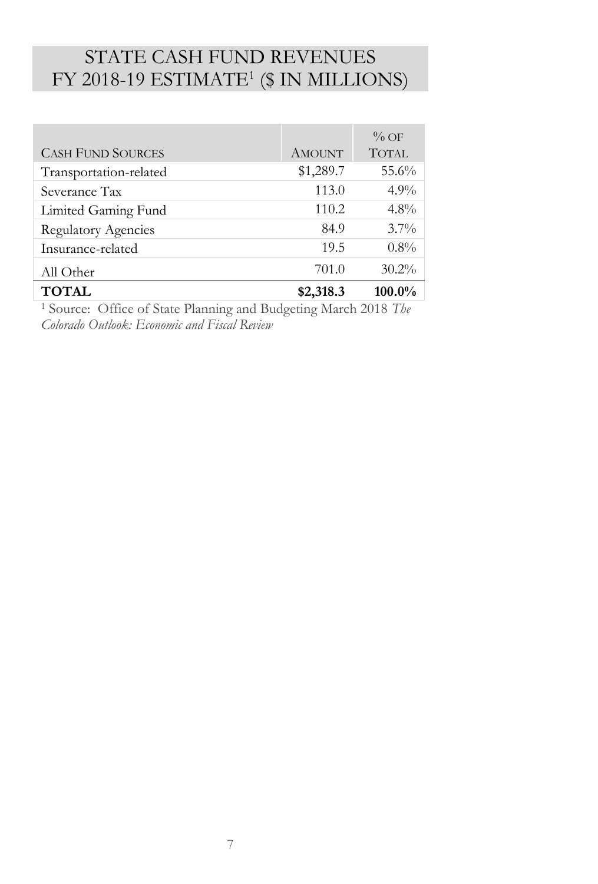## STATE CASH FUND REVENUES FY 2018-19 ESTIMATE[1] ($ IN MILLIONS)

| CASH FUND SOURCES | AMOUNT | % OF TOTAL |
|---|---|---|
| Transportation-related | $1,289.7 | 55.6% |
| Severance Tax | 113.0 | 4.9% |
| Limited Gaming Fund | 110.2 | 4.8% |
| Regulatory Agencies | 84.9 | 3.7% |
| Insurance-related | 19.5 | 0.8% |
| All Other | 701.0 | 30.2% |
| **TOTAL** | **$2,318.3** | **100.0%** |

[1] Source: Office of State Planning and Budgeting March 2018 *The Colorado Outlook: Economic and Fiscal Review*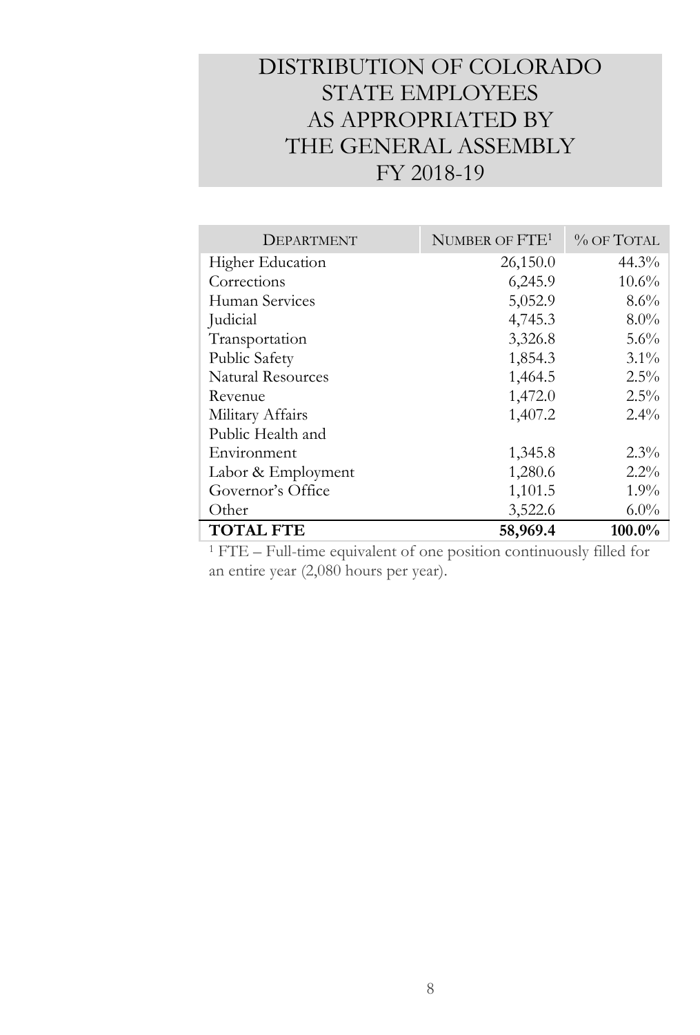# DISTRIBUTION OF COLORADO STATE EMPLOYEES AS APPROPRIATED BY THE GENERAL ASSEMBLY FY 2018-19

| DEPARTMENT | NUMBER OF FTE[1] | % OF TOTAL |
|---|---:|---:|
| Higher Education | 26,150.0 | 44.3% |
| Corrections | 6,245.9 | 10.6% |
| Human Services | 5,052.9 | 8.6% |
| Judicial | 4,745.3 | 8.0% |
| Transportation | 3,326.8 | 5.6% |
| Public Safety | 1,854.3 | 3.1% |
| Natural Resources | 1,464.5 | 2.5% |
| Revenue | 1,472.0 | 2.5% |
| Military Affairs | 1,407.2 | 2.4% |
| Public Health and Environment | 1,345.8 | 2.3% |
| Labor & Employment | 1,280.6 | 2.2% |
| Governor's Office | 1,101.5 | 1.9% |
| Other | 3,522.6 | 6.0% |
| **TOTAL FTE** | **58,969.4** | **100.0%** |

[1] FTE – Full-time equivalent of one position continuously filled for an entire year (2,080 hours per year).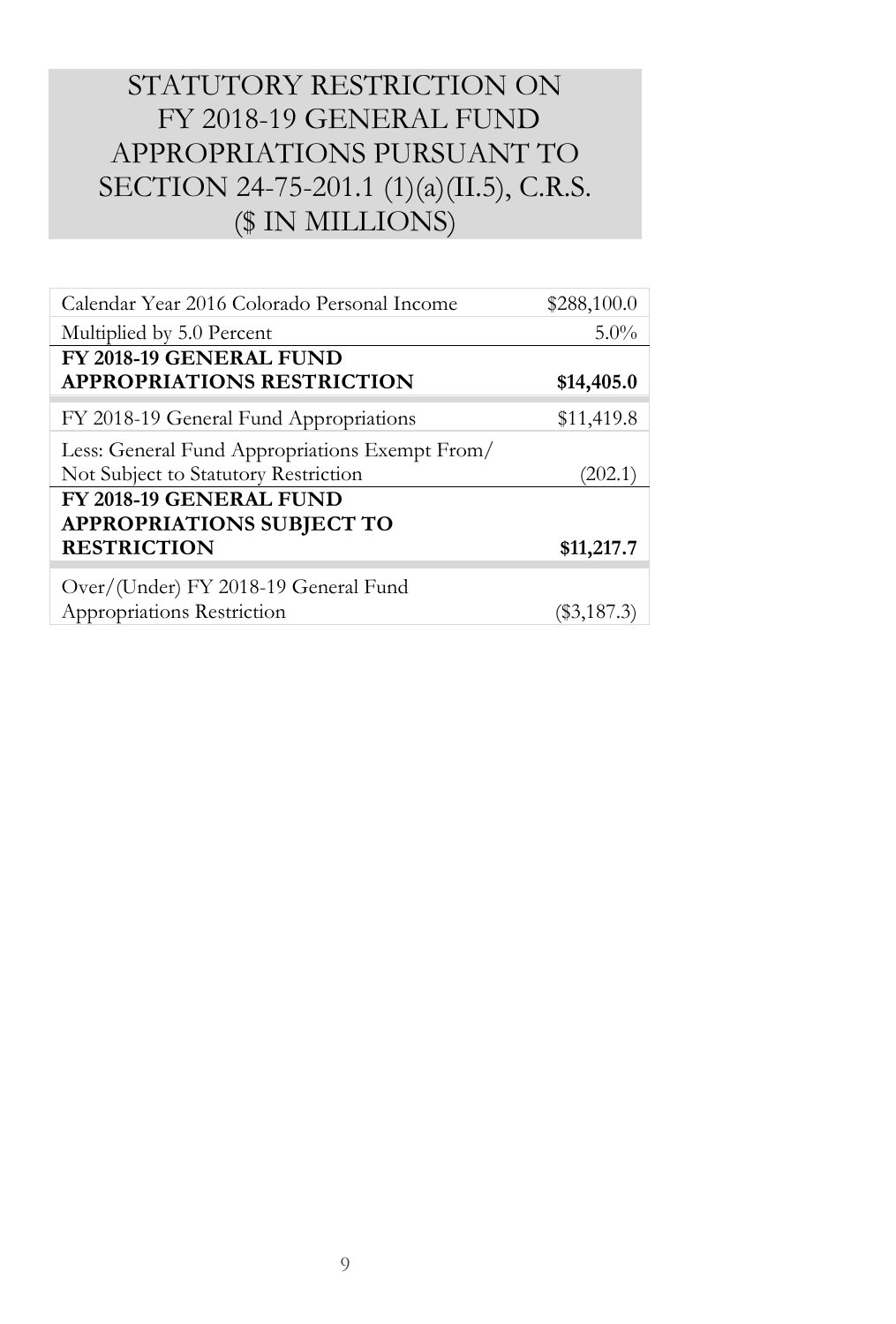# STATUTORY RESTRICTION ON FY 2018-19 GENERAL FUND APPROPRIATIONS PURSUANT TO SECTION 24-75-201.1 (1)(a)(II.5), C.R.S. ($ IN MILLIONS)

| | |
|---|---|
| Calendar Year 2016 Colorado Personal Income | $288,100.0 |
| Multiplied by 5.0 Percent | 5.0% |
| **FY 2018-19 GENERAL FUND APPROPRIATIONS RESTRICTION** | **$14,405.0** |
| FY 2018-19 General Fund Appropriations | $11,419.8 |
| Less: General Fund Appropriations Exempt From/ Not Subject to Statutory Restriction | (202.1) |
| **FY 2018-19 GENERAL FUND APPROPRIATIONS SUBJECT TO RESTRICTION** | **$11,217.7** |
| Over/(Under) FY 2018-19 General Fund Appropriations Restriction | ($3,187.3) |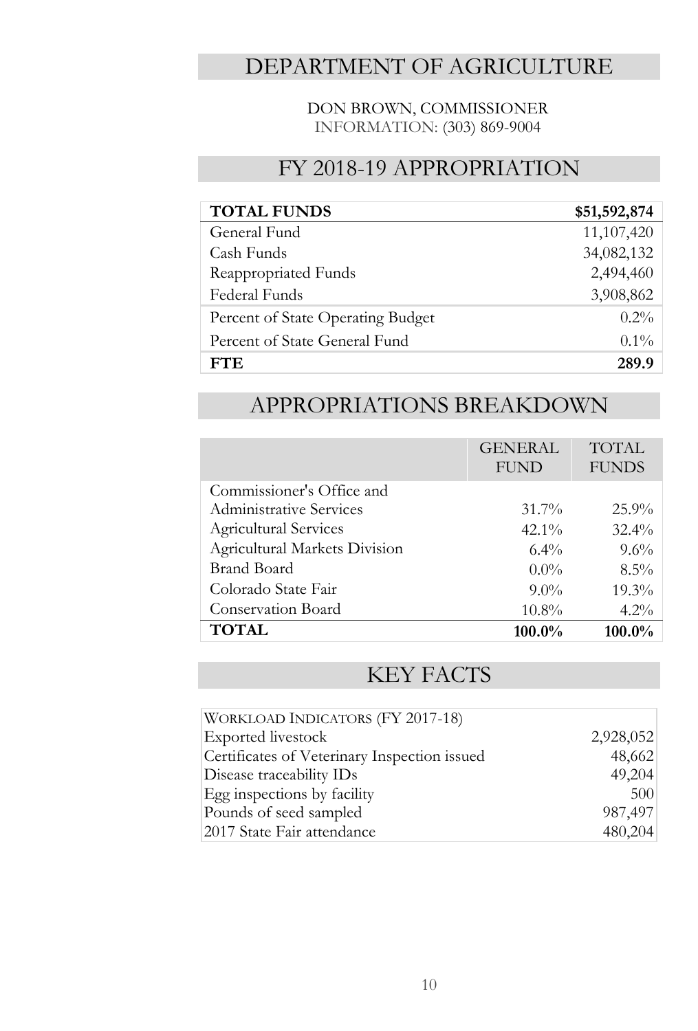# DEPARTMENT OF AGRICULTURE

DON BROWN, COMMISSIONER
INFORMATION: (303) 869-9004

## FY 2018-19 APPROPRIATION

| **TOTAL FUNDS** | **$51,592,874** |
|---|---:|
| General Fund | 11,107,420 |
| Cash Funds | 34,082,132 |
| Reappropriated Funds | 2,494,460 |
| Federal Funds | 3,908,862 |
| Percent of State Operating Budget | 0.2% |
| Percent of State General Fund | 0.1% |
| **FTE** | **289.9** |

## APPROPRIATIONS BREAKDOWN

| | GENERAL FUND | TOTAL FUNDS |
|---|---:|---:|
| Commissioner's Office and Administrative Services | 31.7% | 25.9% |
| Agricultural Services | 42.1% | 32.4% |
| Agricultural Markets Division | 6.4% | 9.6% |
| Brand Board | 0.0% | 8.5% |
| Colorado State Fair | 9.0% | 19.3% |
| Conservation Board | 10.8% | 4.2% |
| **TOTAL** | **100.0%** | **100.0%** |

## KEY FACTS

| WORKLOAD INDICATORS (FY 2017-18) | |
|---|---:|
| Exported livestock | 2,928,052 |
| Certificates of Veterinary Inspection issued | 48,662 |
| Disease traceability IDs | 49,204 |
| Egg inspections by facility | 500 |
| Pounds of seed sampled | 987,497 |
| 2017 State Fair attendance | 480,204 |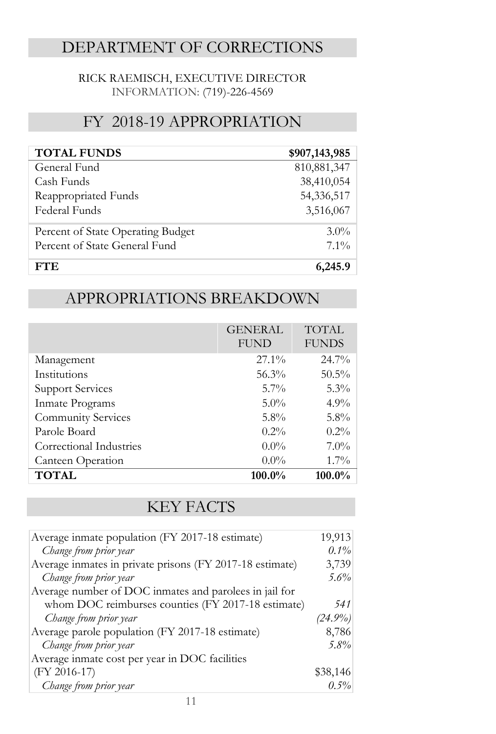# DEPARTMENT OF CORRECTIONS

RICK RAEMISCH, EXECUTIVE DIRECTOR
INFORMATION: (719)-226-4569

## FY 2018-19 APPROPRIATION

| **TOTAL FUNDS** | **$907,143,985** |
| --- | ---: |
| General Fund | 810,881,347 |
| Cash Funds | 38,410,054 |
| Reappropriated Funds | 54,336,517 |
| Federal Funds | 3,516,067 |
| Percent of State Operating Budget | 3.0% |
| Percent of State General Fund | 7.1% |
| **FTE** | **6,245.9** |

## APPROPRIATIONS BREAKDOWN

| | GENERAL FUND | TOTAL FUNDS |
| --- | ---: | ---: |
| Management | 27.1% | 24.7% |
| Institutions | 56.3% | 50.5% |
| Support Services | 5.7% | 5.3% |
| Inmate Programs | 5.0% | 4.9% |
| Community Services | 5.8% | 5.8% |
| Parole Board | 0.2% | 0.2% |
| Correctional Industries | 0.0% | 7.0% |
| Canteen Operation | 0.0% | 1.7% |
| **TOTAL** | **100.0%** | **100.0%** |

## KEY FACTS

| | |
| --- | ---: |
| Average inmate population (FY 2017-18 estimate) | 19,913 |
| *Change from prior year* | *0.1%* |
| Average inmates in private prisons (FY 2017-18 estimate) | 3,739 |
| *Change from prior year* | *5.6%* |
| Average number of DOC inmates and parolees in jail for whom DOC reimburses counties (FY 2017-18 estimate) | *541* |
| *Change from prior year* | *(24.9%)* |
| Average parole population (FY 2017-18 estimate) | 8,786 |
| *Change from prior year* | *5.8%* |
| Average inmate cost per year in DOC facilities (FY 2016-17) | $38,146 |
| *Change from prior year* | *0.5%* |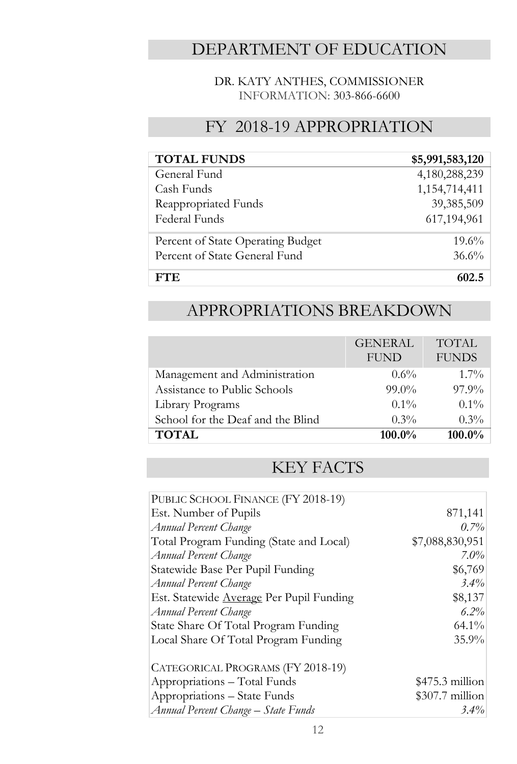# DEPARTMENT OF EDUCATION

DR. KATY ANTHES, COMMISSIONER
INFORMATION: 303-866-6600

## FY 2018-19 APPROPRIATION

| **TOTAL FUNDS** | **$5,991,583,120** |
|---|---:|
| General Fund | 4,180,288,239 |
| Cash Funds | 1,154,714,411 |
| Reappropriated Funds | 39,385,509 |
| Federal Funds | 617,194,961 |
| Percent of State Operating Budget | 19.6% |
| Percent of State General Fund | 36.6% |
| **FTE** | **602.5** |

## APPROPRIATIONS BREAKDOWN

| | GENERAL FUND | TOTAL FUNDS |
|---|---:|---:|
| Management and Administration | 0.6% | 1.7% |
| Assistance to Public Schools | 99.0% | 97.9% |
| Library Programs | 0.1% | 0.1% |
| School for the Deaf and the Blind | 0.3% | 0.3% |
| **TOTAL** | **100.0%** | **100.0%** |

## KEY FACTS

| PUBLIC SCHOOL FINANCE (FY 2018-19) | |
|---|---:|
| Est. Number of Pupils | 871,141 |
| *Annual Percent Change* | *0.7%* |
| Total Program Funding (State and Local) | $7,088,830,951 |
| *Annual Percent Change* | *7.0%* |
| Statewide Base Per Pupil Funding | $6,769 |
| *Annual Percent Change* | *3.4%* |
| Est. Statewide Average Per Pupil Funding | $8,137 |
| *Annual Percent Change* | *6.2%* |
| State Share Of Total Program Funding | 64.1% |
| Local Share Of Total Program Funding | 35.9% |
| | |
| CATEGORICAL PROGRAMS (FY 2018-19) | |
| Appropriations – Total Funds | $475.3 million |
| Appropriations – State Funds | $307.7 million |
| *Annual Percent Change – State Funds* | *3.4%* |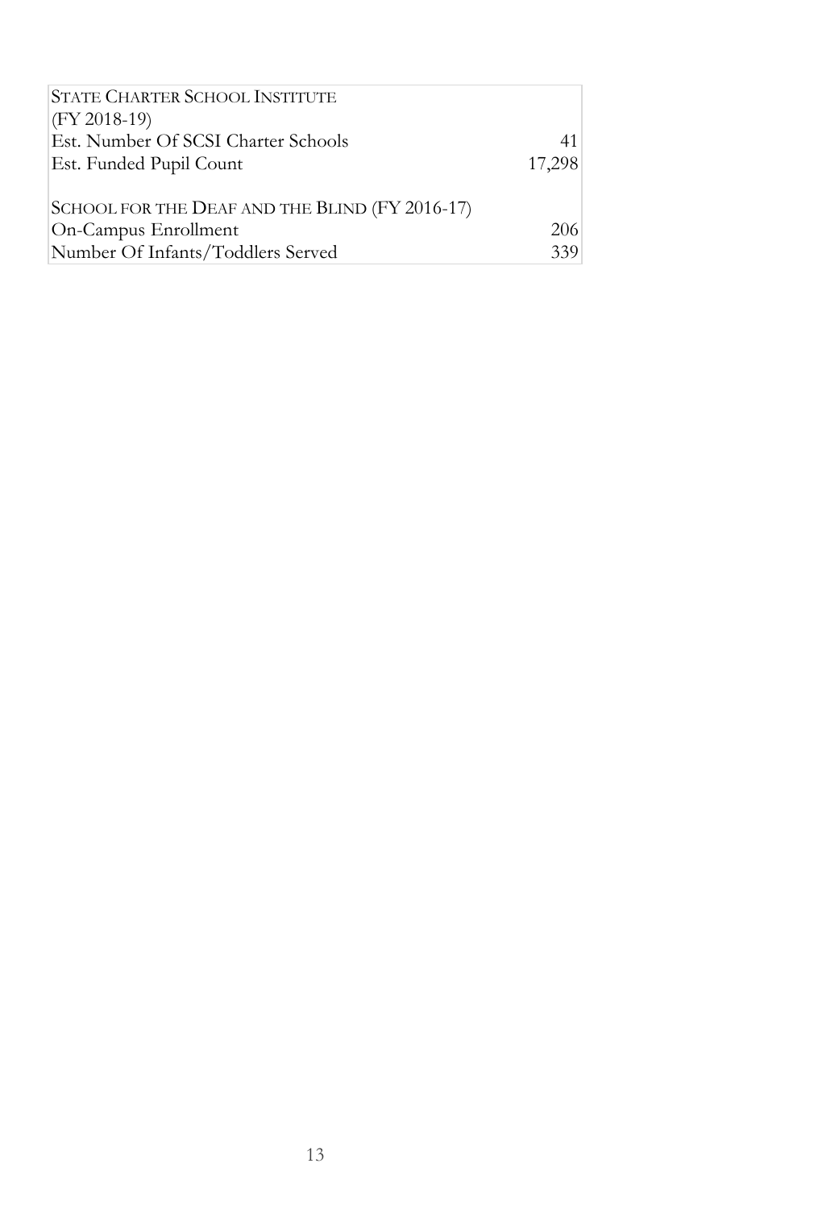| STATE CHARTER SCHOOL INSTITUTE (FY 2018-19) | |
|---|---|
| Est. Number Of SCSI Charter Schools | 41 |
| Est. Funded Pupil Count | 17,298 |
| | |
| SCHOOL FOR THE DEAF AND THE BLIND (FY 2016-17) | |
| On-Campus Enrollment | 206 |
| Number Of Infants/Toddlers Served | 339 |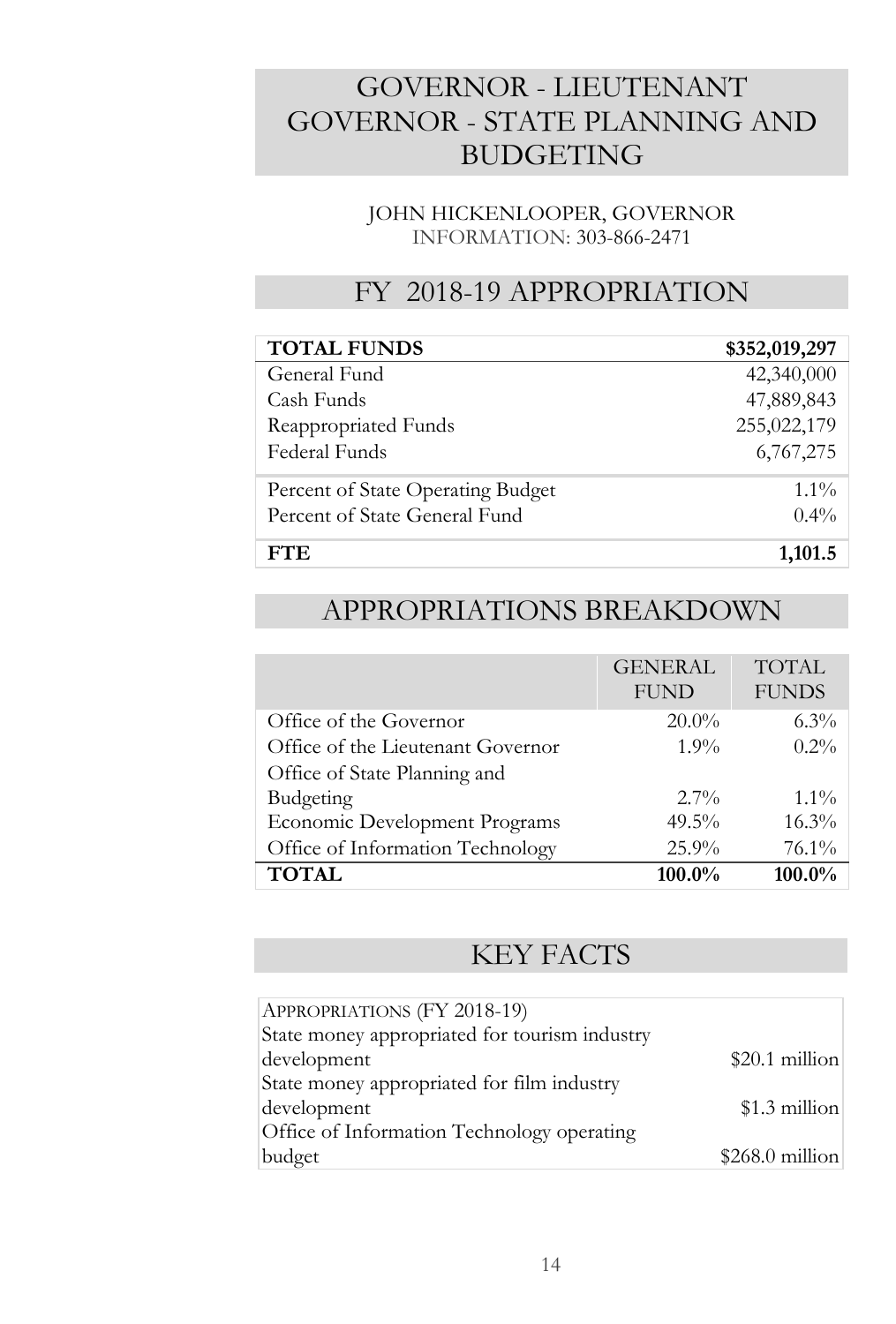# GOVERNOR - LIEUTENANT GOVERNOR - STATE PLANNING AND BUDGETING

JOHN HICKENLOOPER, GOVERNOR
INFORMATION: 303-866-2471

## FY 2018-19 APPROPRIATION

| TOTAL FUNDS | $352,019,297 |
|---|---|
| General Fund | 42,340,000 |
| Cash Funds | 47,889,843 |
| Reappropriated Funds | 255,022,179 |
| Federal Funds | 6,767,275 |
| Percent of State Operating Budget | 1.1% |
| Percent of State General Fund | 0.4% |
| **FTE** | **1,101.5** |

## APPROPRIATIONS BREAKDOWN

| | GENERAL FUND | TOTAL FUNDS |
|---|---|---|
| Office of the Governor | 20.0% | 6.3% |
| Office of the Lieutenant Governor | 1.9% | 0.2% |
| Office of State Planning and Budgeting | 2.7% | 1.1% |
| Economic Development Programs | 49.5% | 16.3% |
| Office of Information Technology | 25.9% | 76.1% |
| **TOTAL** | **100.0%** | **100.0%** |

## KEY FACTS

| APPROPRIATIONS (FY 2018-19) | |
|---|---|
| State money appropriated for tourism industry development | $20.1 million |
| State money appropriated for film industry development | $1.3 million |
| Office of Information Technology operating budget | $268.0 million |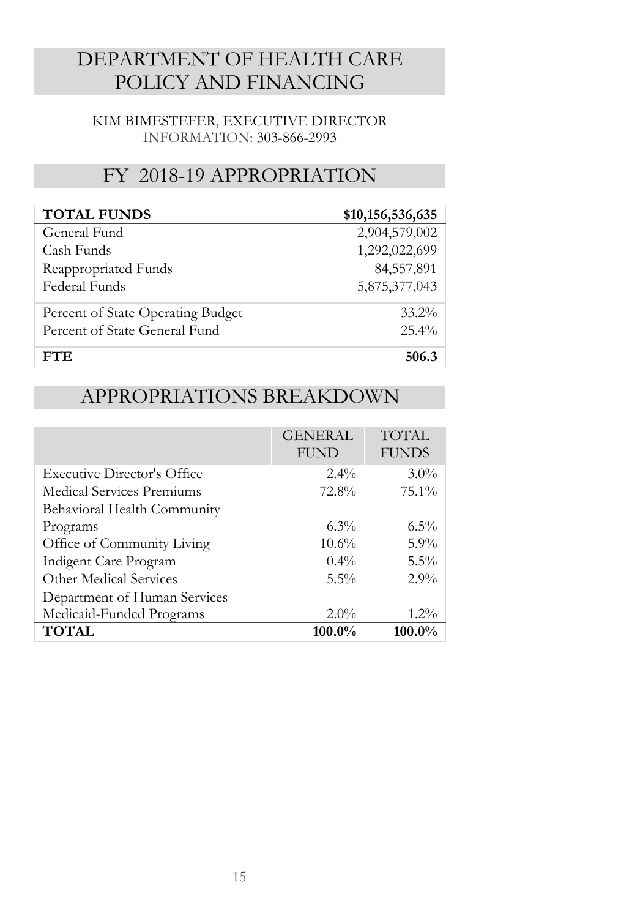# DEPARTMENT OF HEALTH CARE POLICY AND FINANCING

KIM BIMESTEFER, EXECUTIVE DIRECTOR
INFORMATION: 303-866-2993

## FY 2018-19 APPROPRIATION

| **TOTAL FUNDS** | **$10,156,536,635** |
|---|---|
| General Fund | 2,904,579,002 |
| Cash Funds | 1,292,022,699 |
| Reappropriated Funds | 84,557,891 |
| Federal Funds | 5,875,377,043 |
| Percent of State Operating Budget | 33.2% |
| Percent of State General Fund | 25.4% |
| **FTE** | **506.3** |

## APPROPRIATIONS BREAKDOWN

| | GENERAL FUND | TOTAL FUNDS |
|---|---|---|
| Executive Director's Office | 2.4% | 3.0% |
| Medical Services Premiums | 72.8% | 75.1% |
| Behavioral Health Community Programs | 6.3% | 6.5% |
| Office of Community Living | 10.6% | 5.9% |
| Indigent Care Program | 0.4% | 5.5% |
| Other Medical Services | 5.5% | 2.9% |
| Department of Human Services Medicaid-Funded Programs | 2.0% | 1.2% |
| **TOTAL** | **100.0%** | **100.0%** |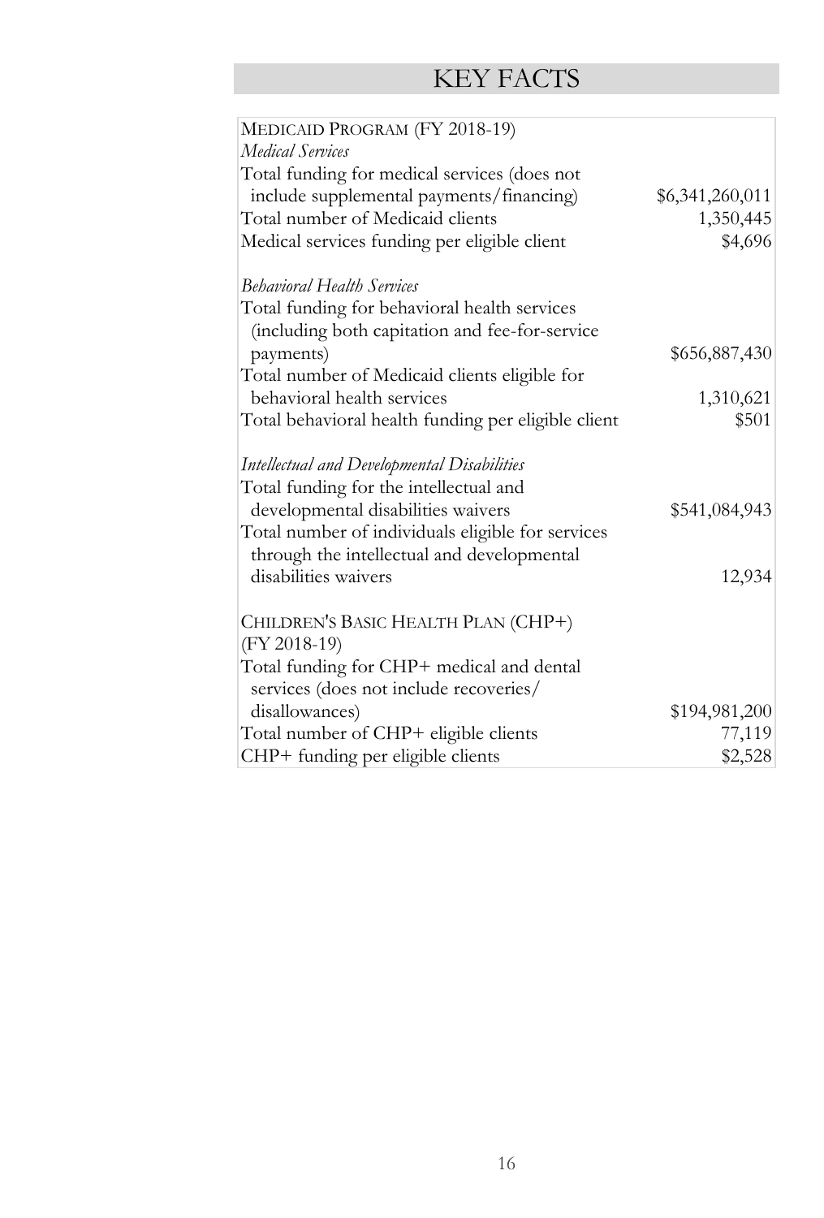# KEY FACTS

| MEDICAID PROGRAM (FY 2018-19) | |
|---|---|
| *Medical Services* | |
| Total funding for medical services (does not include supplemental payments/financing) | $6,341,260,011 |
| Total number of Medicaid clients | 1,350,445 |
| Medical services funding per eligible client | $4,696 |
| | |
| *Behavioral Health Services* | |
| Total funding for behavioral health services (including both capitation and fee-for-service payments) | $656,887,430 |
| Total number of Medicaid clients eligible for behavioral health services | 1,310,621 |
| Total behavioral health funding per eligible client | $501 |
| | |
| *Intellectual and Developmental Disabilities* | |
| Total funding for the intellectual and developmental disabilities waivers | $541,084,943 |
| Total number of individuals eligible for services through the intellectual and developmental disabilities waivers | 12,934 |
| | |
| CHILDREN'S BASIC HEALTH PLAN (CHP+) (FY 2018-19) | |
| Total funding for CHP+ medical and dental services (does not include recoveries/ disallowances) | $194,981,200 |
| Total number of CHP+ eligible clients | 77,119 |
| CHP+ funding per eligible clients | $2,528 |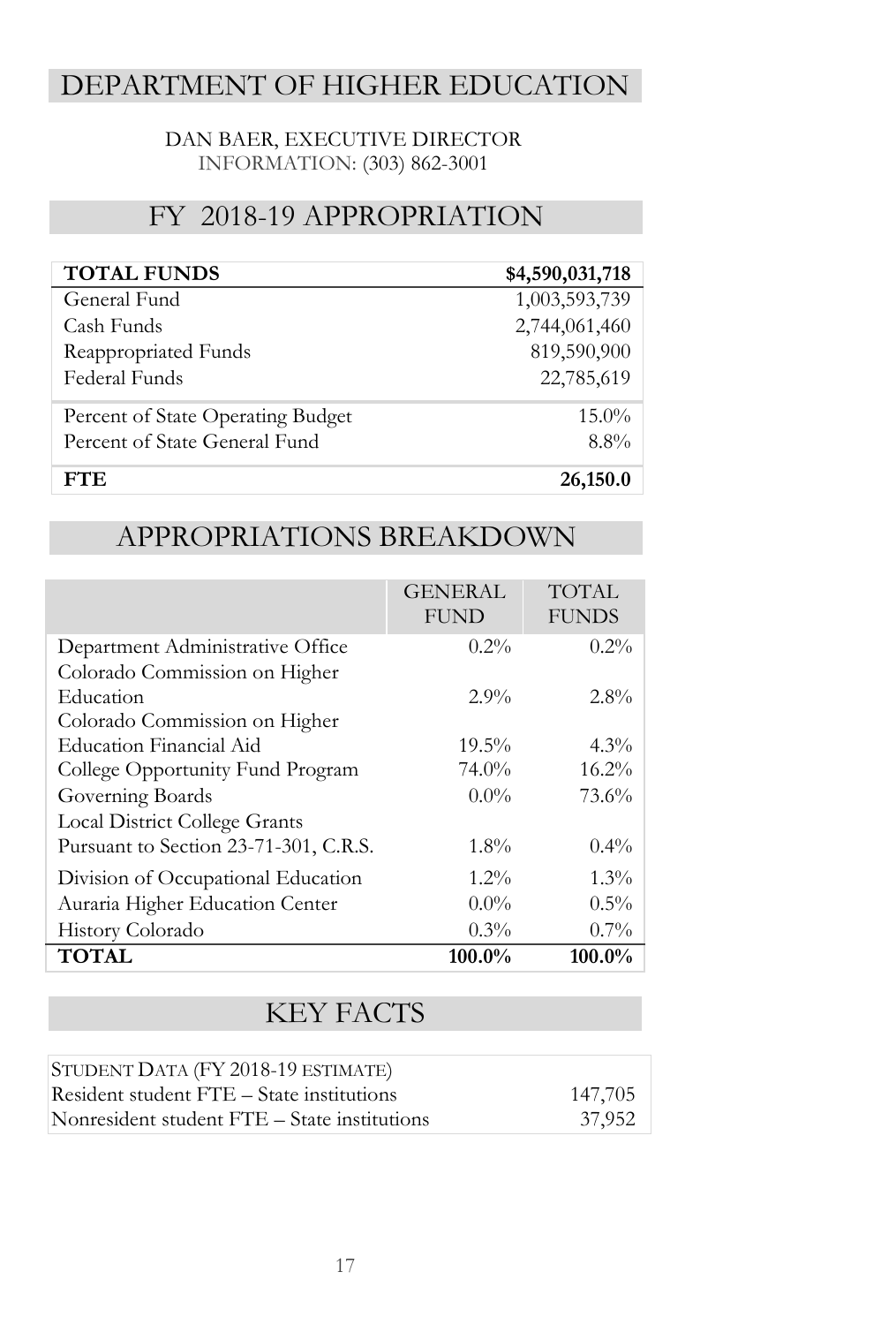# DEPARTMENT OF HIGHER EDUCATION

DAN BAER, EXECUTIVE DIRECTOR
INFORMATION: (303) 862-3001

## FY 2018-19 APPROPRIATION

| **TOTAL FUNDS** | **$4,590,031,718** |
| --- | --- |
| General Fund | 1,003,593,739 |
| Cash Funds | 2,744,061,460 |
| Reappropriated Funds | 819,590,900 |
| Federal Funds | 22,785,619 |
| Percent of State Operating Budget | 15.0% |
| Percent of State General Fund | 8.8% |
| **FTE** | **26,150.0** |

## APPROPRIATIONS BREAKDOWN

| | GENERAL FUND | TOTAL FUNDS |
| --- | --- | --- |
| Department Administrative Office | 0.2% | 0.2% |
| Colorado Commission on Higher Education | 2.9% | 2.8% |
| Colorado Commission on Higher Education Financial Aid | 19.5% | 4.3% |
| College Opportunity Fund Program | 74.0% | 16.2% |
| Governing Boards | 0.0% | 73.6% |
| Local District College Grants Pursuant to Section 23-71-301, C.R.S. | 1.8% | 0.4% |
| Division of Occupational Education | 1.2% | 1.3% |
| Auraria Higher Education Center | 0.0% | 0.5% |
| History Colorado | 0.3% | 0.7% |
| **TOTAL** | **100.0%** | **100.0%** |

## KEY FACTS

| STUDENT DATA (FY 2018-19 ESTIMATE) | |
| --- | --- |
| Resident student FTE – State institutions | 147,705 |
| Nonresident student FTE – State institutions | 37,952 |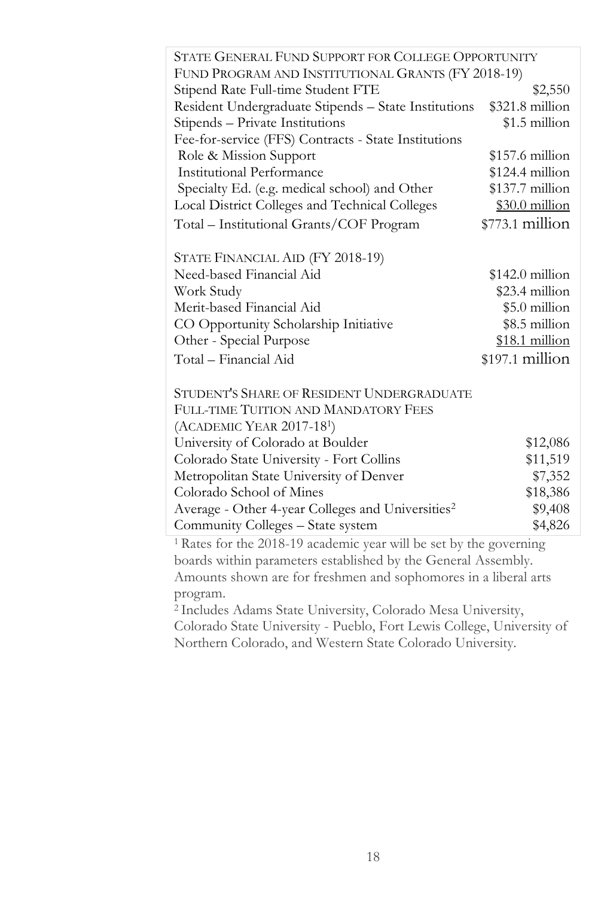| STATE GENERAL FUND SUPPORT FOR COLLEGE OPPORTUNITY FUND PROGRAM AND INSTITUTIONAL GRANTS (FY 2018-19) | |
|---|---|
| Stipend Rate Full-time Student FTE | $2,550 |
| Resident Undergraduate Stipends – State Institutions | $321.8 million |
| Stipends – Private Institutions | $1.5 million |
| Fee-for-service (FFS) Contracts - State Institutions | |
| Role & Mission Support | $157.6 million |
| Institutional Performance | $124.4 million |
| Specialty Ed. (e.g. medical school) and Other | $137.7 million |
| Local District Colleges and Technical Colleges | $30.0 million |
| Total – Institutional Grants/COF Program | $773.1 million |

| STATE FINANCIAL AID (FY 2018-19) | |
|---|---|
| Need-based Financial Aid | $142.0 million |
| Work Study | $23.4 million |
| Merit-based Financial Aid | $5.0 million |
| CO Opportunity Scholarship Initiative | $8.5 million |
| Other - Special Purpose | $18.1 million |
| Total – Financial Aid | $197.1 million |

| STUDENT'S SHARE OF RESIDENT UNDERGRADUATE FULL-TIME TUITION AND MANDATORY FEES (ACADEMIC YEAR 2017-18[1]) | |
|---|---|
| University of Colorado at Boulder | $12,086 |
| Colorado State University - Fort Collins | $11,519 |
| Metropolitan State University of Denver | $7,352 |
| Colorado School of Mines | $18,386 |
| Average - Other 4-year Colleges and Universities[2] | $9,408 |
| Community Colleges – State system | $4,826 |

[1] Rates for the 2018-19 academic year will be set by the governing boards within parameters established by the General Assembly. Amounts shown are for freshmen and sophomores in a liberal arts program.

[2] Includes Adams State University, Colorado Mesa University, Colorado State University - Pueblo, Fort Lewis College, University of Northern Colorado, and Western State Colorado University.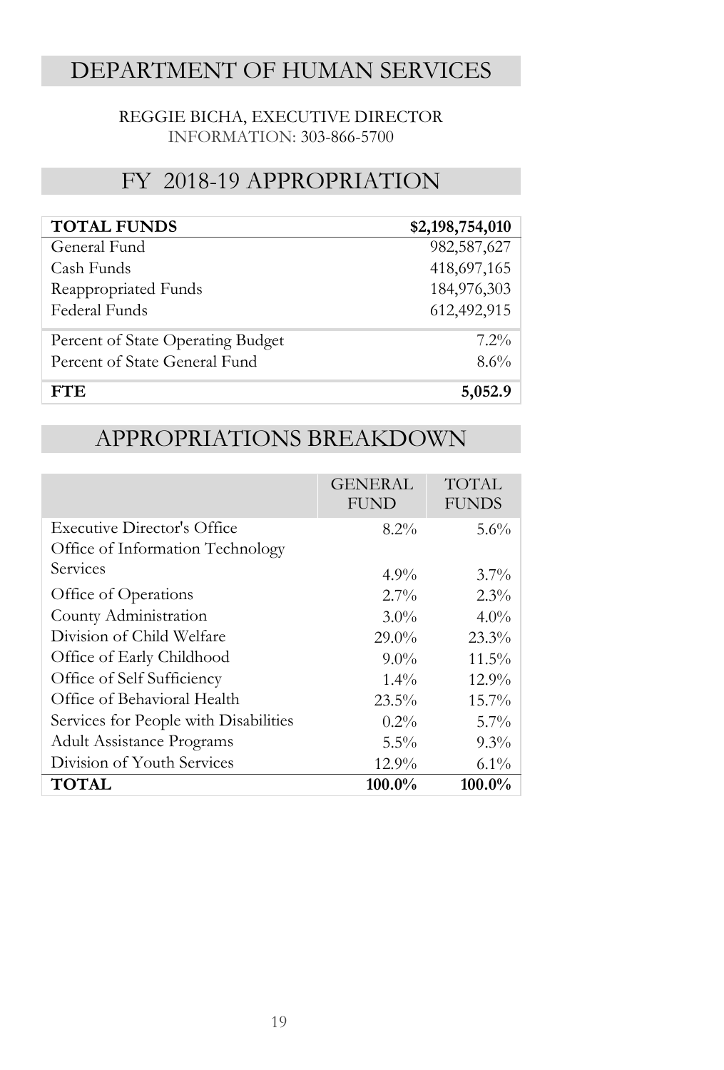# DEPARTMENT OF HUMAN SERVICES

REGGIE BICHA, EXECUTIVE DIRECTOR
INFORMATION: 303-866-5700

## FY 2018-19 APPROPRIATION

| **TOTAL FUNDS** | **$2,198,754,010** |
|---|---|
| General Fund | 982,587,627 |
| Cash Funds | 418,697,165 |
| Reappropriated Funds | 184,976,303 |
| Federal Funds | 612,492,915 |
| Percent of State Operating Budget | 7.2% |
| Percent of State General Fund | 8.6% |
| **FTE** | **5,052.9** |

## APPROPRIATIONS BREAKDOWN

| | GENERAL FUND | TOTAL FUNDS |
|---|---|---|
| Executive Director's Office | 8.2% | 5.6% |
| Office of Information Technology Services | 4.9% | 3.7% |
| Office of Operations | 2.7% | 2.3% |
| County Administration | 3.0% | 4.0% |
| Division of Child Welfare | 29.0% | 23.3% |
| Office of Early Childhood | 9.0% | 11.5% |
| Office of Self Sufficiency | 1.4% | 12.9% |
| Office of Behavioral Health | 23.5% | 15.7% |
| Services for People with Disabilities | 0.2% | 5.7% |
| Adult Assistance Programs | 5.5% | 9.3% |
| Division of Youth Services | 12.9% | 6.1% |
| **TOTAL** | **100.0%** | **100.0%** |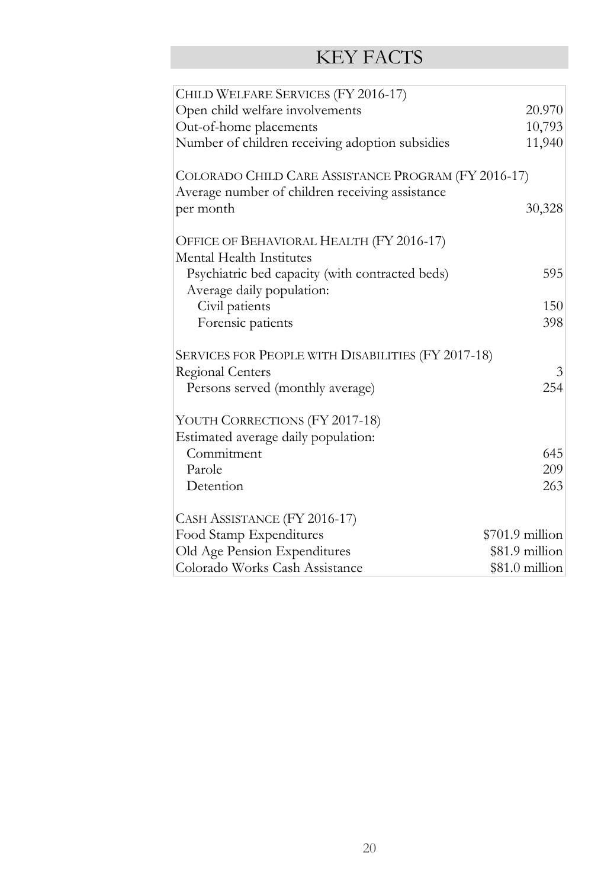# KEY FACTS

| | |
|---|---|
| CHILD WELFARE SERVICES (FY 2016-17) | |
| Open child welfare involvements | 20.970 |
| Out-of-home placements | 10,793 |
| Number of children receiving adoption subsidies | 11,940 |
| | |
| COLORADO CHILD CARE ASSISTANCE PROGRAM (FY 2016-17) | |
| Average number of children receiving assistance per month | 30,328 |
| | |
| OFFICE OF BEHAVIORAL HEALTH (FY 2016-17) | |
| Mental Health Institutes | |
| Psychiatric bed capacity (with contracted beds) | 595 |
| Average daily population: | |
| Civil patients | 150 |
| Forensic patients | 398 |
| | |
| SERVICES FOR PEOPLE WITH DISABILITIES (FY 2017-18) | |
| Regional Centers | 3 |
| Persons served (monthly average) | 254 |
| | |
| YOUTH CORRECTIONS (FY 2017-18) | |
| Estimated average daily population: | |
| Commitment | 645 |
| Parole | 209 |
| Detention | 263 |
| | |
| CASH ASSISTANCE (FY 2016-17) | |
| Food Stamp Expenditures | $701.9 million |
| Old Age Pension Expenditures | $81.9 million |
| Colorado Works Cash Assistance | $81.0 million |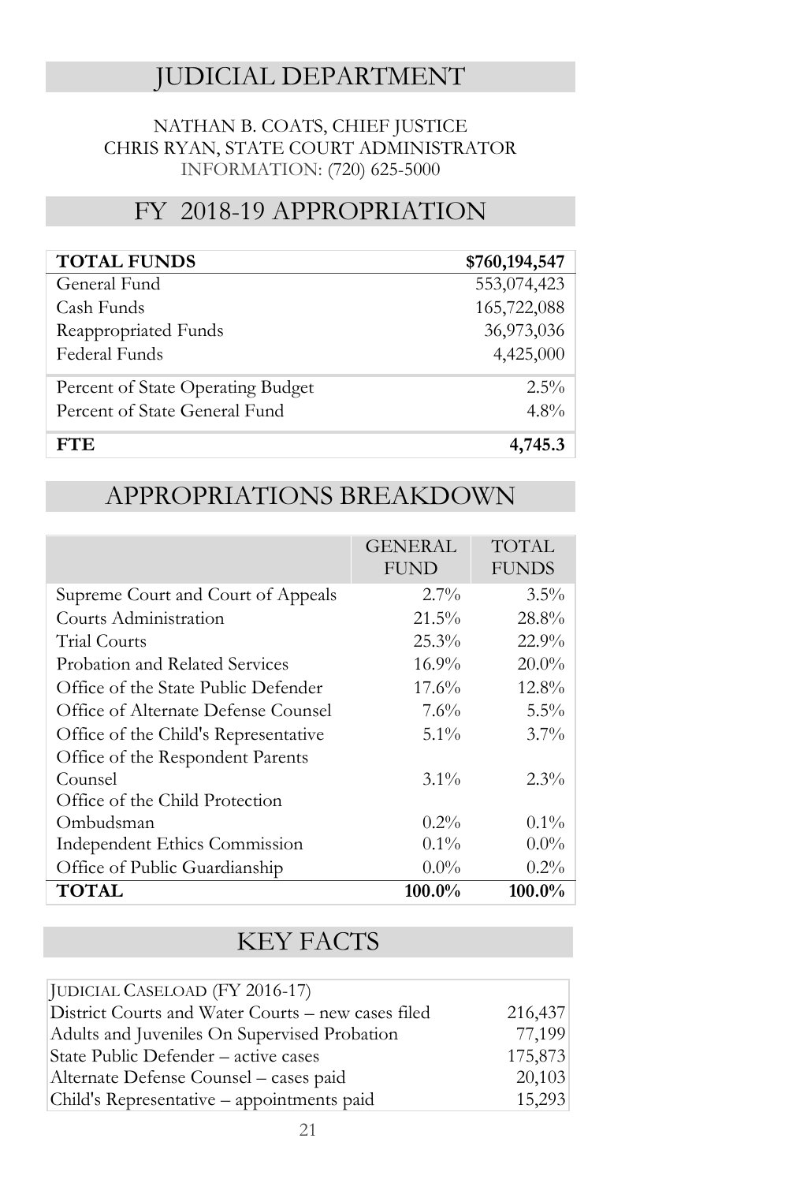# JUDICIAL DEPARTMENT

NATHAN B. COATS, CHIEF JUSTICE
CHRIS RYAN, STATE COURT ADMINISTRATOR
INFORMATION: (720) 625-5000

# FY 2018-19 APPROPRIATION

| **TOTAL FUNDS** | **$760,194,547** |
|---|---:|
| General Fund | 553,074,423 |
| Cash Funds | 165,722,088 |
| Reappropriated Funds | 36,973,036 |
| Federal Funds | 4,425,000 |
| Percent of State Operating Budget | 2.5% |
| Percent of State General Fund | 4.8% |
| **FTE** | **4,745.3** |

# APPROPRIATIONS BREAKDOWN

| | GENERAL FUND | TOTAL FUNDS |
|---|---:|---:|
| Supreme Court and Court of Appeals | 2.7% | 3.5% |
| Courts Administration | 21.5% | 28.8% |
| Trial Courts | 25.3% | 22.9% |
| Probation and Related Services | 16.9% | 20.0% |
| Office of the State Public Defender | 17.6% | 12.8% |
| Office of Alternate Defense Counsel | 7.6% | 5.5% |
| Office of the Child's Representative | 5.1% | 3.7% |
| Office of the Respondent Parents Counsel | 3.1% | 2.3% |
| Office of the Child Protection Ombudsman | 0.2% | 0.1% |
| Independent Ethics Commission | 0.1% | 0.0% |
| Office of Public Guardianship | 0.0% | 0.2% |
| **TOTAL** | **100.0%** | **100.0%** |

# KEY FACTS

| JUDICIAL CASELOAD (FY 2016-17) | |
|---|---:|
| District Courts and Water Courts – new cases filed | 216,437 |
| Adults and Juveniles On Supervised Probation | 77,199 |
| State Public Defender – active cases | 175,873 |
| Alternate Defense Counsel – cases paid | 20,103 |
| Child's Representative – appointments paid | 15,293 |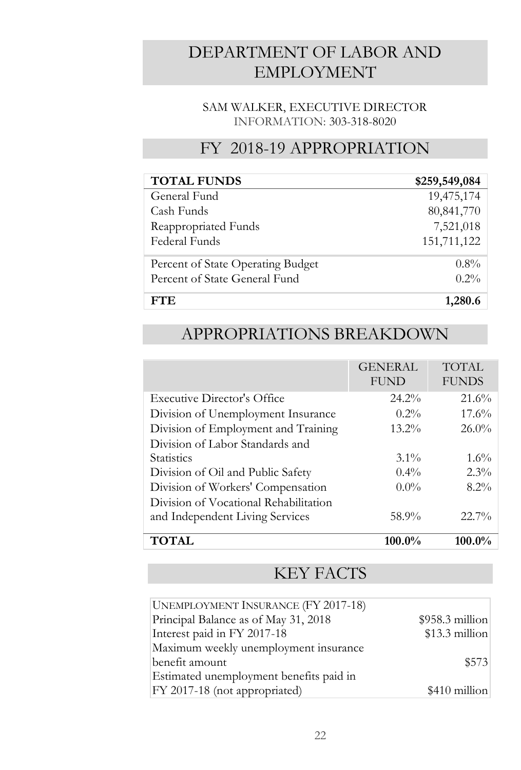# DEPARTMENT OF LABOR AND EMPLOYMENT

SAM WALKER, EXECUTIVE DIRECTOR
INFORMATION: 303-318-8020

## FY 2018-19 APPROPRIATION

| **TOTAL FUNDS** | **$259,549,084** |
|---|---|
| General Fund | 19,475,174 |
| Cash Funds | 80,841,770 |
| Reappropriated Funds | 7,521,018 |
| Federal Funds | 151,711,122 |
| Percent of State Operating Budget | 0.8% |
| Percent of State General Fund | 0.2% |
| **FTE** | **1,280.6** |

## APPROPRIATIONS BREAKDOWN

| | GENERAL FUND | TOTAL FUNDS |
|---|---|---|
| Executive Director's Office | 24.2% | 21.6% |
| Division of Unemployment Insurance | 0.2% | 17.6% |
| Division of Employment and Training | 13.2% | 26.0% |
| Division of Labor Standards and Statistics | 3.1% | 1.6% |
| Division of Oil and Public Safety | 0.4% | 2.3% |
| Division of Workers' Compensation | 0.0% | 8.2% |
| Division of Vocational Rehabilitation and Independent Living Services | 58.9% | 22.7% |
| **TOTAL** | **100.0%** | **100.0%** |

## KEY FACTS

| UNEMPLOYMENT INSURANCE (FY 2017-18) | |
|---|---|
| Principal Balance as of May 31, 2018 | $958.3 million |
| Interest paid in FY 2017-18 | $13.3 million |
| Maximum weekly unemployment insurance benefit amount | $573 |
| Estimated unemployment benefits paid in FY 2017-18 (not appropriated) | $410 million |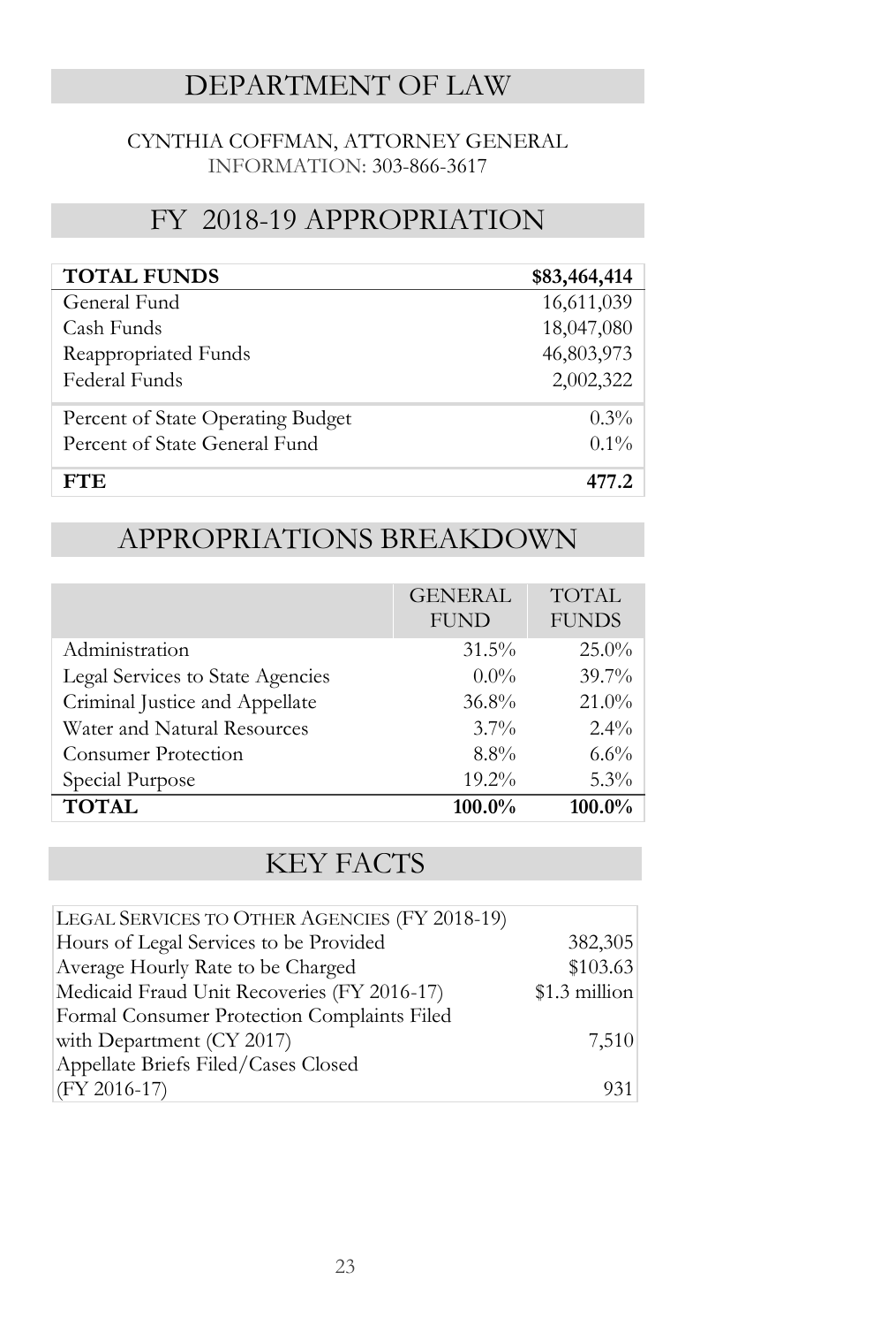# DEPARTMENT OF LAW

CYNTHIA COFFMAN, ATTORNEY GENERAL
INFORMATION: 303-866-3617

## FY 2018-19 APPROPRIATION

| **TOTAL FUNDS** | **$83,464,414** |
|---|---|
| General Fund | 16,611,039 |
| Cash Funds | 18,047,080 |
| Reappropriated Funds | 46,803,973 |
| Federal Funds | 2,002,322 |
| Percent of State Operating Budget | 0.3% |
| Percent of State General Fund | 0.1% |
| **FTE** | **477.2** |

## APPROPRIATIONS BREAKDOWN

| | GENERAL FUND | TOTAL FUNDS |
|---|---|---|
| Administration | 31.5% | 25.0% |
| Legal Services to State Agencies | 0.0% | 39.7% |
| Criminal Justice and Appellate | 36.8% | 21.0% |
| Water and Natural Resources | 3.7% | 2.4% |
| Consumer Protection | 8.8% | 6.6% |
| Special Purpose | 19.2% | 5.3% |
| **TOTAL** | **100.0%** | **100.0%** |

## KEY FACTS

| LEGAL SERVICES TO OTHER AGENCIES (FY 2018-19) | |
|---|---|
| Hours of Legal Services to be Provided | 382,305 |
| Average Hourly Rate to be Charged | $103.63 |
| Medicaid Fraud Unit Recoveries (FY 2016-17) | $1.3 million |
| Formal Consumer Protection Complaints Filed with Department (CY 2017) | 7,510 |
| Appellate Briefs Filed/Cases Closed (FY 2016-17) | 931 |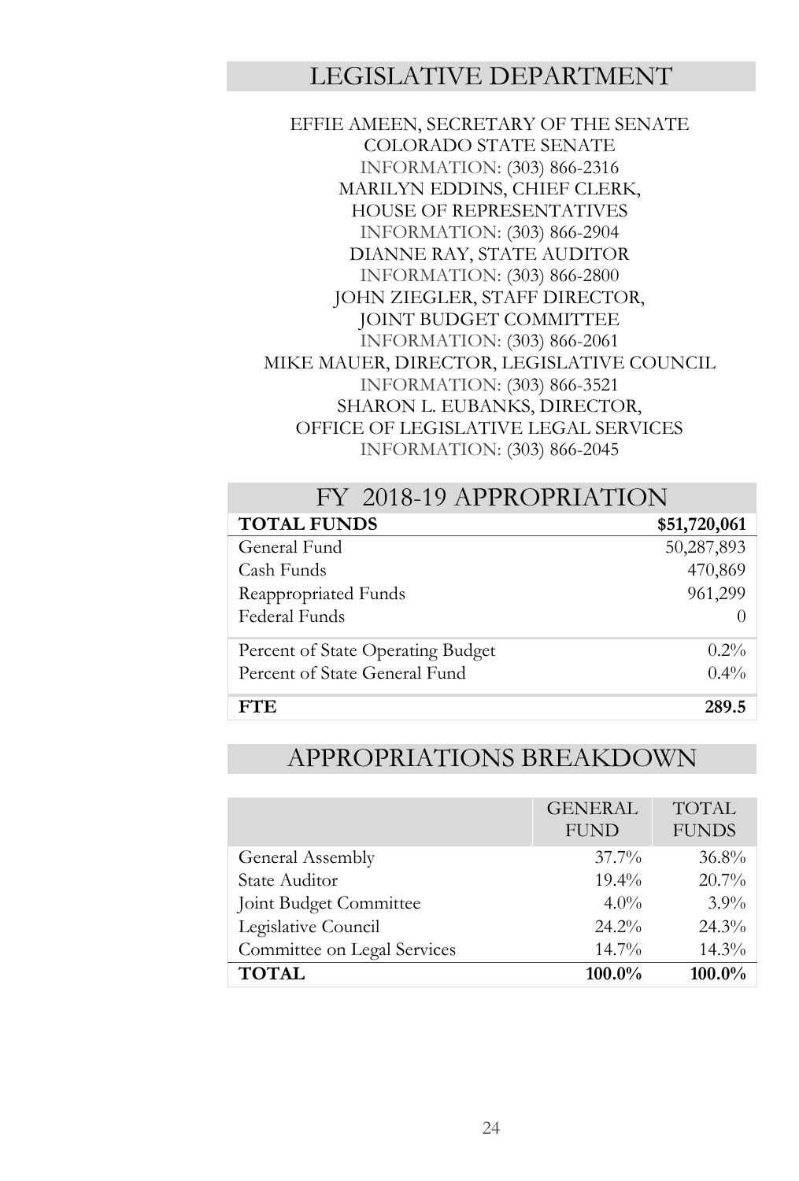# LEGISLATIVE DEPARTMENT

EFFIE AMEEN, SECRETARY OF THE SENATE
COLORADO STATE SENATE
INFORMATION: (303) 866-2316
MARILYN EDDINS, CHIEF CLERK,
HOUSE OF REPRESENTATIVES
INFORMATION: (303) 866-2904
DIANNE RAY, STATE AUDITOR
INFORMATION: (303) 866-2800
JOHN ZIEGLER, STAFF DIRECTOR,
JOINT BUDGET COMMITTEE
INFORMATION: (303) 866-2061
MIKE MAUER, DIRECTOR, LEGISLATIVE COUNCIL
INFORMATION: (303) 866-3521
SHARON L. EUBANKS, DIRECTOR,
OFFICE OF LEGISLATIVE LEGAL SERVICES
INFORMATION: (303) 866-2045

## FY 2018-19 APPROPRIATION

| **TOTAL FUNDS** | **$51,720,061** |
|---|---|
| General Fund | 50,287,893 |
| Cash Funds | 470,869 |
| Reappropriated Funds | 961,299 |
| Federal Funds | 0 |
| Percent of State Operating Budget | 0.2% |
| Percent of State General Fund | 0.4% |
| **FTE** | **289.5** |

## APPROPRIATIONS BREAKDOWN

| | GENERAL FUND | TOTAL FUNDS |
|---|---|---|
| General Assembly | 37.7% | 36.8% |
| State Auditor | 19.4% | 20.7% |
| Joint Budget Committee | 4.0% | 3.9% |
| Legislative Council | 24.2% | 24.3% |
| Committee on Legal Services | 14.7% | 14.3% |
| **TOTAL** | **100.0%** | **100.0%** |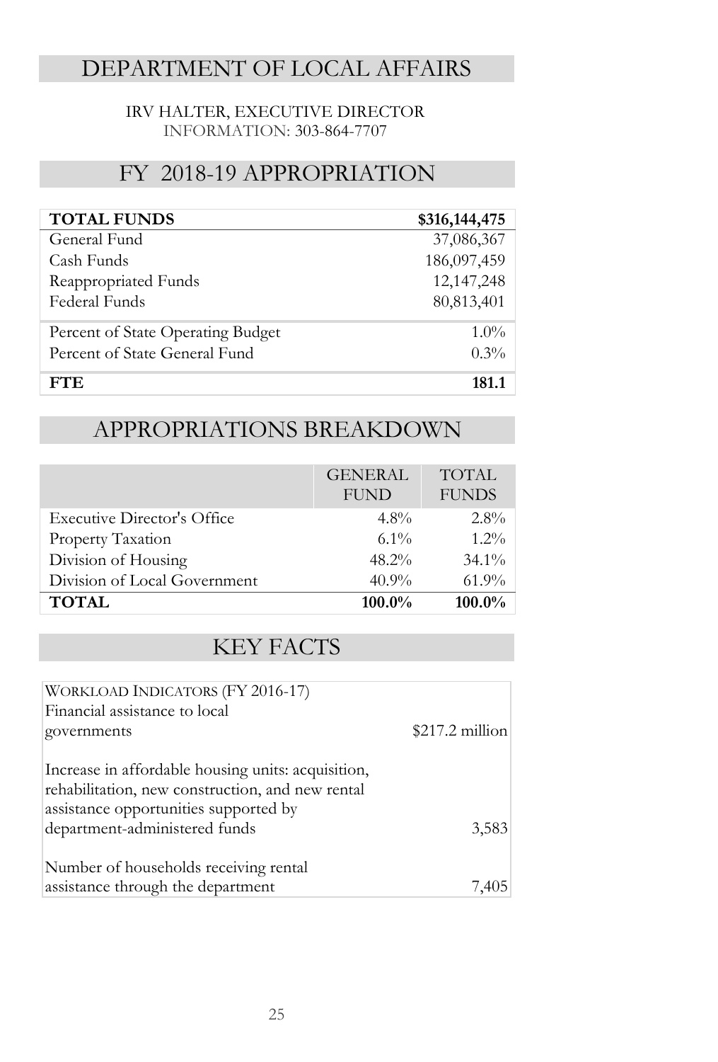# DEPARTMENT OF LOCAL AFFAIRS

IRV HALTER, EXECUTIVE DIRECTOR
INFORMATION: 303-864-7707

## FY 2018-19 APPROPRIATION

| **TOTAL FUNDS** | **$316,144,475** |
|---|---|
| General Fund | 37,086,367 |
| Cash Funds | 186,097,459 |
| Reappropriated Funds | 12,147,248 |
| Federal Funds | 80,813,401 |
| Percent of State Operating Budget | 1.0% |
| Percent of State General Fund | 0.3% |
| **FTE** | **181.1** |

## APPROPRIATIONS BREAKDOWN

| | GENERAL FUND | TOTAL FUNDS |
|---|---|---|
| Executive Director's Office | 4.8% | 2.8% |
| Property Taxation | 6.1% | 1.2% |
| Division of Housing | 48.2% | 34.1% |
| Division of Local Government | 40.9% | 61.9% |
| **TOTAL** | **100.0%** | **100.0%** |

## KEY FACTS

| WORKLOAD INDICATORS (FY 2016-17) | |
|---|---|
| Financial assistance to local governments | $217.2 million |
| Increase in affordable housing units: acquisition, rehabilitation, new construction, and new rental assistance opportunities supported by department-administered funds | 3,583 |
| Number of households receiving rental assistance through the department | 7,405 |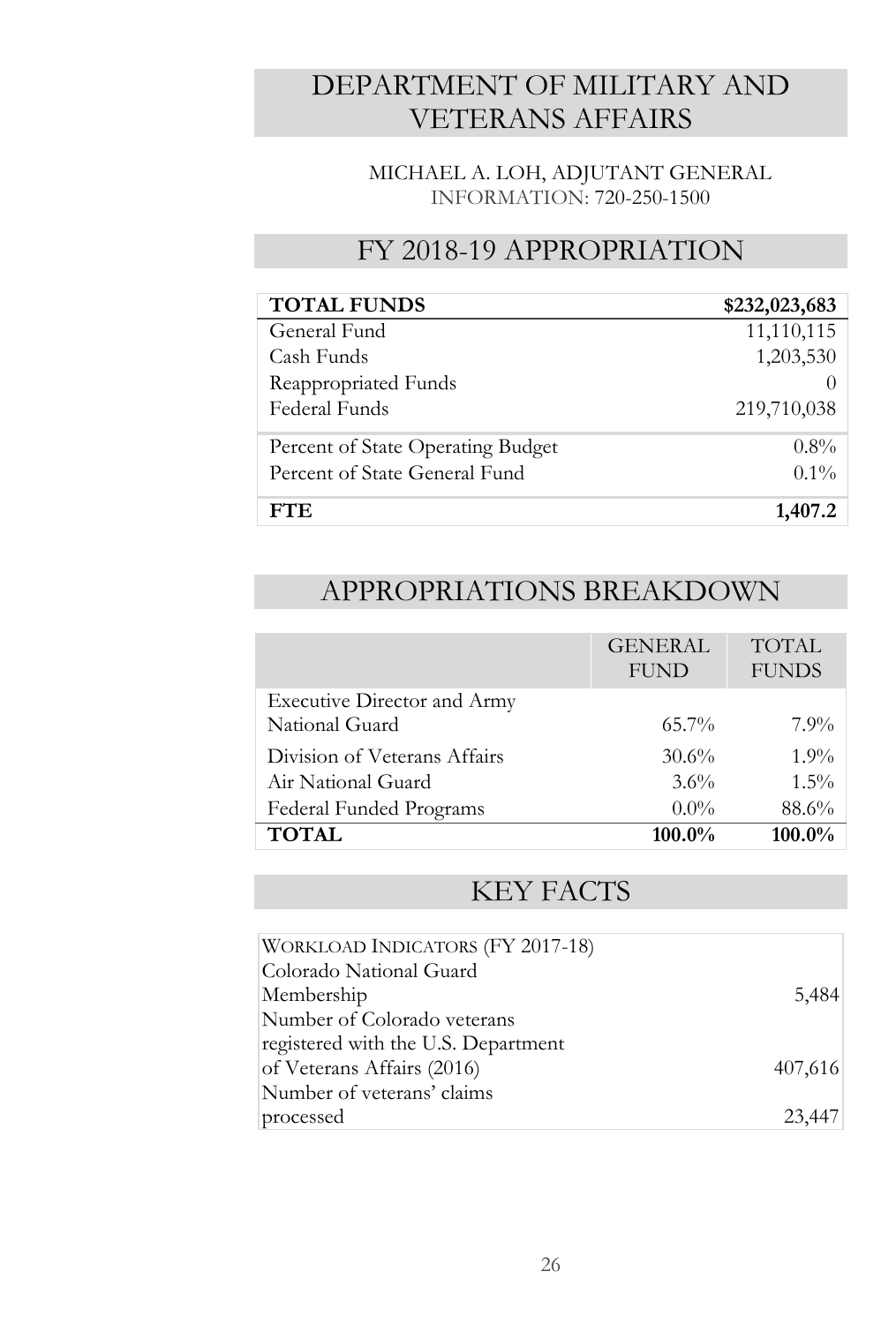# DEPARTMENT OF MILITARY AND VETERANS AFFAIRS

MICHAEL A. LOH, ADJUTANT GENERAL
INFORMATION: 720-250-1500

## FY 2018-19 APPROPRIATION

| **TOTAL FUNDS** | **$232,023,683** |
|---|---|
| General Fund | 11,110,115 |
| Cash Funds | 1,203,530 |
| Reappropriated Funds | 0 |
| Federal Funds | 219,710,038 |
| Percent of State Operating Budget | 0.8% |
| Percent of State General Fund | 0.1% |
| **FTE** | **1,407.2** |

## APPROPRIATIONS BREAKDOWN

| | GENERAL FUND | TOTAL FUNDS |
|---|---|---|
| Executive Director and Army National Guard | 65.7% | 7.9% |
| Division of Veterans Affairs | 30.6% | 1.9% |
| Air National Guard | 3.6% | 1.5% |
| Federal Funded Programs | 0.0% | 88.6% |
| **TOTAL** | **100.0%** | **100.0%** |

## KEY FACTS

| WORKLOAD INDICATORS (FY 2017-18) | |
|---|---|
| Colorado National Guard Membership | 5,484 |
| Number of Colorado veterans registered with the U.S. Department of Veterans Affairs (2016) | 407,616 |
| Number of veterans' claims processed | 23,447 |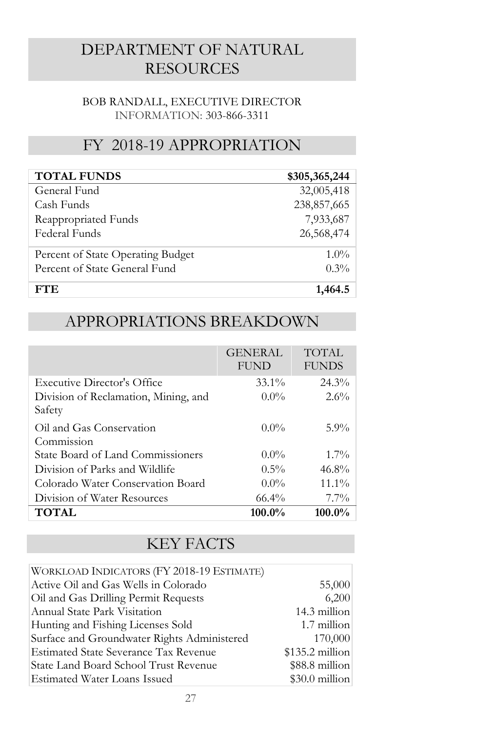# DEPARTMENT OF NATURAL RESOURCES

BOB RANDALL, EXECUTIVE DIRECTOR
INFORMATION: 303-866-3311

## FY 2018-19 APPROPRIATION

| **TOTAL FUNDS** | **$305,365,244** |
|---|---:|
| General Fund | 32,005,418 |
| Cash Funds | 238,857,665 |
| Reappropriated Funds | 7,933,687 |
| Federal Funds | 26,568,474 |
| Percent of State Operating Budget | 1.0% |
| Percent of State General Fund | 0.3% |
| **FTE** | **1,464.5** |

## APPROPRIATIONS BREAKDOWN

| | GENERAL FUND | TOTAL FUNDS |
|---|---:|---:|
| Executive Director's Office | 33.1% | 24.3% |
| Division of Reclamation, Mining, and Safety | 0.0% | 2.6% |
| Oil and Gas Conservation Commission | 0.0% | 5.9% |
| State Board of Land Commissioners | 0.0% | 1.7% |
| Division of Parks and Wildlife | 0.5% | 46.8% |
| Colorado Water Conservation Board | 0.0% | 11.1% |
| Division of Water Resources | 66.4% | 7.7% |
| **TOTAL** | **100.0%** | **100.0%** |

## KEY FACTS

| WORKLOAD INDICATORS (FY 2018-19 ESTIMATE) | |
|---|---:|
| Active Oil and Gas Wells in Colorado | 55,000 |
| Oil and Gas Drilling Permit Requests | 6,200 |
| Annual State Park Visitation | 14.3 million |
| Hunting and Fishing Licenses Sold | 1.7 million |
| Surface and Groundwater Rights Administered | 170,000 |
| Estimated State Severance Tax Revenue | $135.2 million |
| State Land Board School Trust Revenue | $88.8 million |
| Estimated Water Loans Issued | $30.0 million |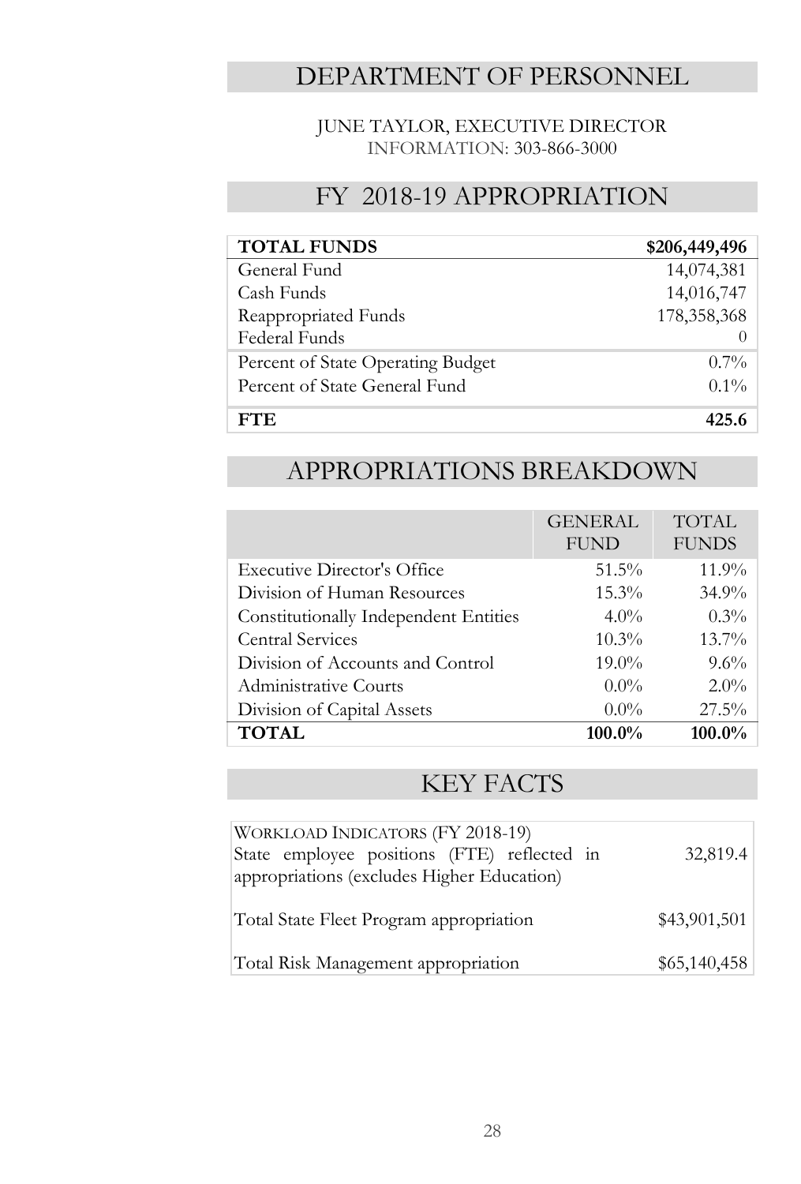# DEPARTMENT OF PERSONNEL

JUNE TAYLOR, EXECUTIVE DIRECTOR
INFORMATION: 303-866-3000

## FY 2018-19 APPROPRIATION

| **TOTAL FUNDS** | **$206,449,496** |
|---|---|
| General Fund | 14,074,381 |
| Cash Funds | 14,016,747 |
| Reappropriated Funds | 178,358,368 |
| Federal Funds | 0 |
| Percent of State Operating Budget | 0.7% |
| Percent of State General Fund | 0.1% |
| **FTE** | **425.6** |

## APPROPRIATIONS BREAKDOWN

| | GENERAL FUND | TOTAL FUNDS |
|---|---|---|
| Executive Director's Office | 51.5% | 11.9% |
| Division of Human Resources | 15.3% | 34.9% |
| Constitutionally Independent Entities | 4.0% | 0.3% |
| Central Services | 10.3% | 13.7% |
| Division of Accounts and Control | 19.0% | 9.6% |
| Administrative Courts | 0.0% | 2.0% |
| Division of Capital Assets | 0.0% | 27.5% |
| **TOTAL** | **100.0%** | **100.0%** |

## KEY FACTS

| WORKLOAD INDICATORS (FY 2018-19) | |
|---|---|
| State employee positions (FTE) reflected in appropriations (excludes Higher Education) | 32,819.4 |
| Total State Fleet Program appropriation | $43,901,501 |
| Total Risk Management appropriation | $65,140,458 |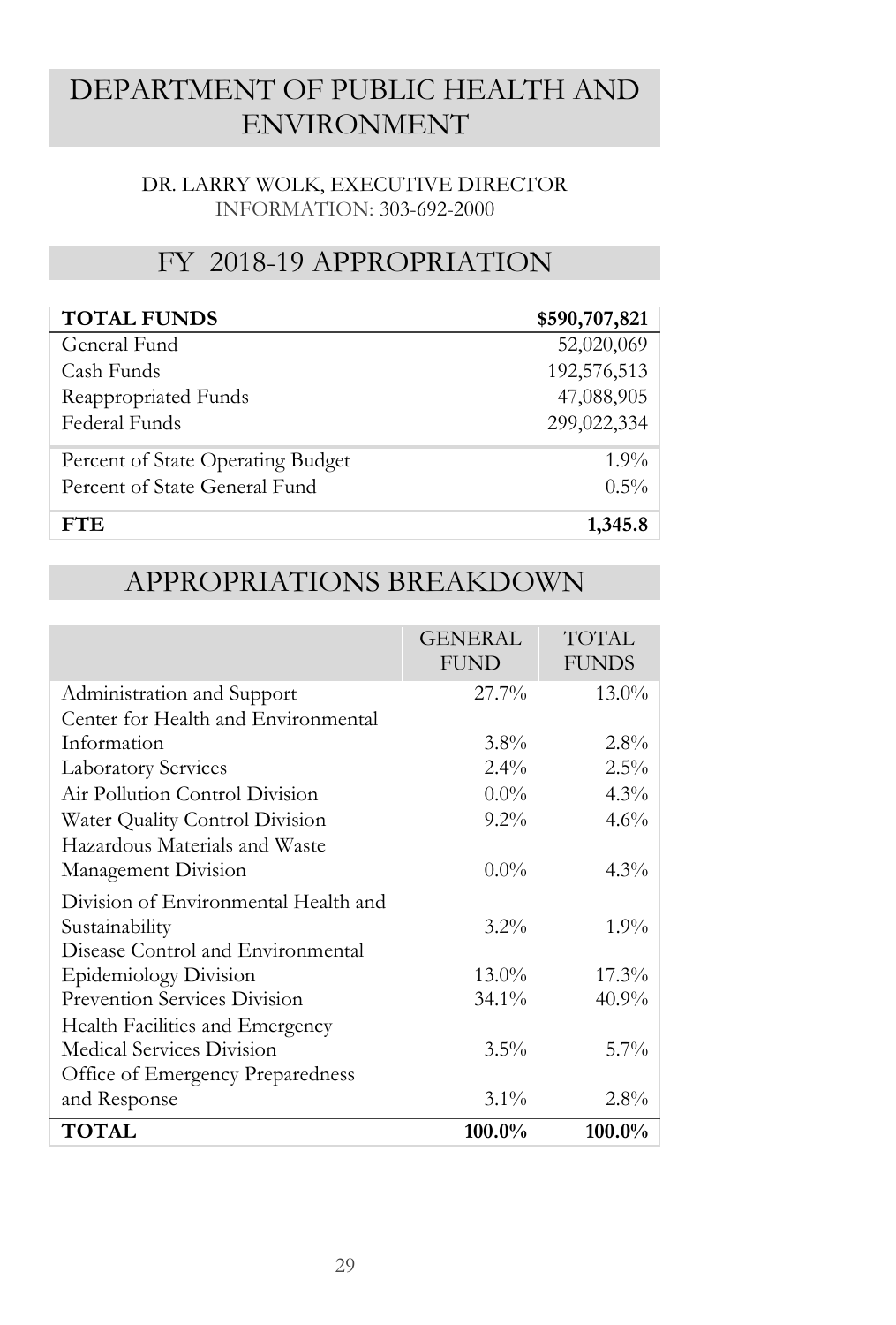# DEPARTMENT OF PUBLIC HEALTH AND ENVIRONMENT

DR. LARRY WOLK, EXECUTIVE DIRECTOR
INFORMATION: 303-692-2000

## FY 2018-19 APPROPRIATION

| **TOTAL FUNDS** | **$590,707,821** |
|---|---|
| General Fund | 52,020,069 |
| Cash Funds | 192,576,513 |
| Reappropriated Funds | 47,088,905 |
| Federal Funds | 299,022,334 |
| Percent of State Operating Budget | 1.9% |
| Percent of State General Fund | 0.5% |
| **FTE** | **1,345.8** |

## APPROPRIATIONS BREAKDOWN

| | GENERAL FUND | TOTAL FUNDS |
|---|---|---|
| Administration and Support | 27.7% | 13.0% |
| Center for Health and Environmental Information | 3.8% | 2.8% |
| Laboratory Services | 2.4% | 2.5% |
| Air Pollution Control Division | 0.0% | 4.3% |
| Water Quality Control Division | 9.2% | 4.6% |
| Hazardous Materials and Waste Management Division | 0.0% | 4.3% |
| Division of Environmental Health and Sustainability | 3.2% | 1.9% |
| Disease Control and Environmental Epidemiology Division | 13.0% | 17.3% |
| Prevention Services Division | 34.1% | 40.9% |
| Health Facilities and Emergency Medical Services Division | 3.5% | 5.7% |
| Office of Emergency Preparedness and Response | 3.1% | 2.8% |
| **TOTAL** | **100.0%** | **100.0%** |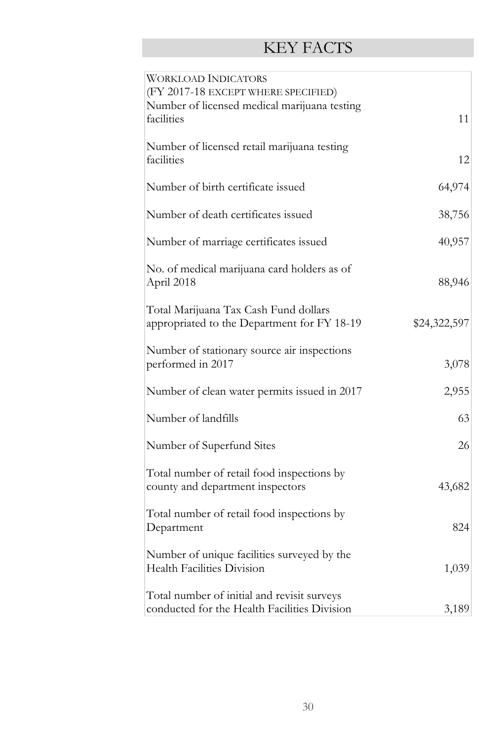## KEY FACTS

| Workload Indicators (FY 2017-18 except where specified) | |
|---|---|
| Number of licensed medical marijuana testing facilities | 11 |
| Number of licensed retail marijuana testing facilities | 12 |
| Number of birth certificate issued | 64,974 |
| Number of death certificates issued | 38,756 |
| Number of marriage certificates issued | 40,957 |
| No. of medical marijuana card holders as of April 2018 | 88,946 |
| Total Marijuana Tax Cash Fund dollars appropriated to the Department for FY 18-19 | $24,322,597 |
| Number of stationary source air inspections performed in 2017 | 3,078 |
| Number of clean water permits issued in 2017 | 2,955 |
| Number of landfills | 63 |
| Number of Superfund Sites | 26 |
| Total number of retail food inspections by county and department inspectors | 43,682 |
| Total number of retail food inspections by Department | 824 |
| Number of unique facilities surveyed by the Health Facilities Division | 1,039 |
| Total number of initial and revisit surveys conducted for the Health Facilities Division | 3,189 |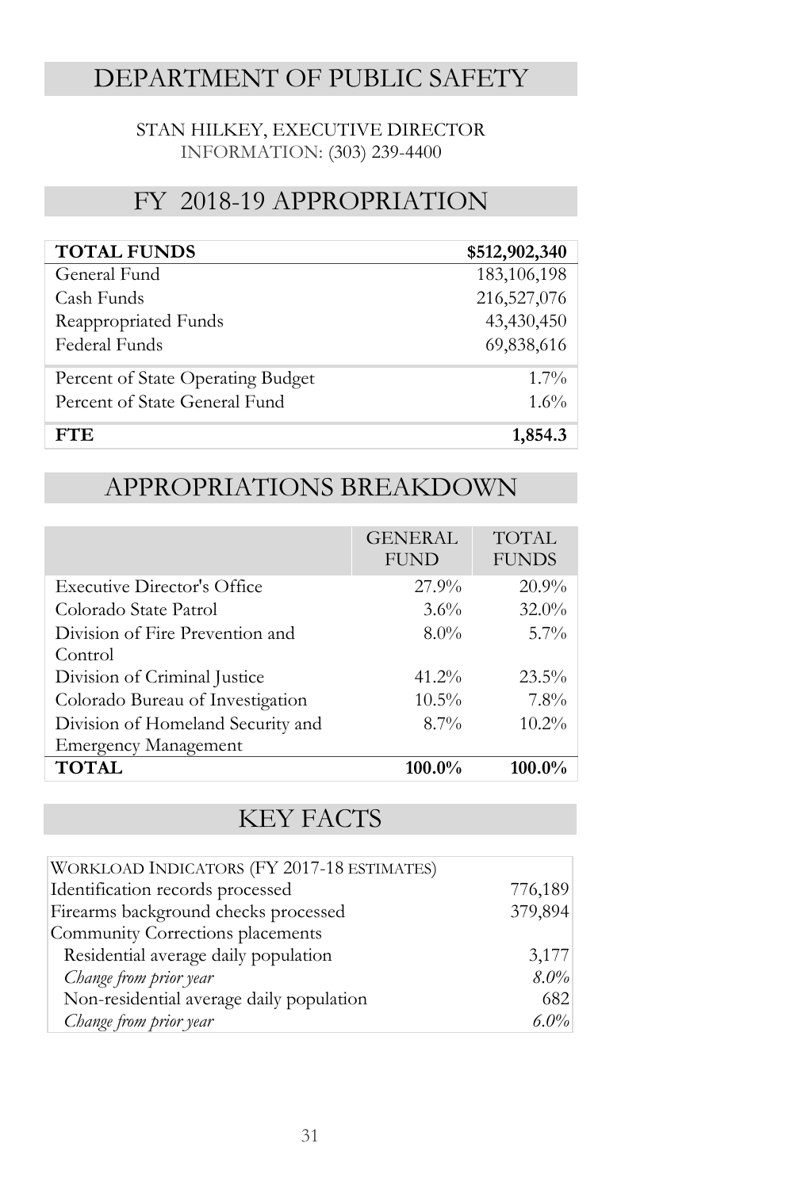# DEPARTMENT OF PUBLIC SAFETY

STAN HILKEY, EXECUTIVE DIRECTOR
INFORMATION: (303) 239-4400

## FY 2018-19 APPROPRIATION

| **TOTAL FUNDS** | **$512,902,340** |
|---|---|
| General Fund | 183,106,198 |
| Cash Funds | 216,527,076 |
| Reappropriated Funds | 43,430,450 |
| Federal Funds | 69,838,616 |
| Percent of State Operating Budget | 1.7% |
| Percent of State General Fund | 1.6% |
| **FTE** | **1,854.3** |

## APPROPRIATIONS BREAKDOWN

| | GENERAL FUND | TOTAL FUNDS |
|---|---|---|
| Executive Director's Office | 27.9% | 20.9% |
| Colorado State Patrol | 3.6% | 32.0% |
| Division of Fire Prevention and Control | 8.0% | 5.7% |
| Division of Criminal Justice | 41.2% | 23.5% |
| Colorado Bureau of Investigation | 10.5% | 7.8% |
| Division of Homeland Security and Emergency Management | 8.7% | 10.2% |
| **TOTAL** | **100.0%** | **100.0%** |

## KEY FACTS

| WORKLOAD INDICATORS (FY 2017-18 ESTIMATES) | |
|---|---|
| Identification records processed | 776,189 |
| Firearms background checks processed | 379,894 |
| Community Corrections placements | |
| Residential average daily population | 3,177 |
| *Change from prior year* | *8.0%* |
| Non-residential average daily population | 682 |
| *Change from prior year* | *6.0%* |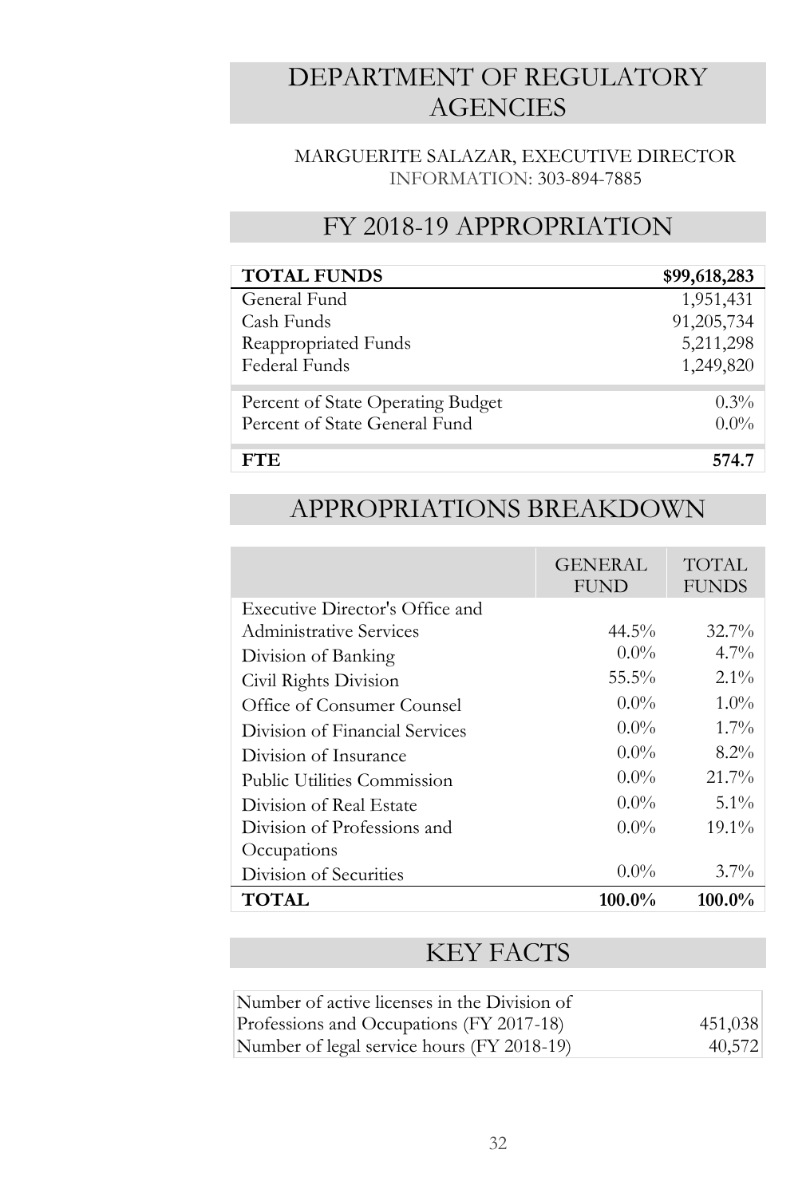# DEPARTMENT OF REGULATORY AGENCIES

MARGUERITE SALAZAR, EXECUTIVE DIRECTOR
INFORMATION: 303-894-7885

## FY 2018-19 APPROPRIATION

| TOTAL FUNDS | $99,618,283 |
|---|---|
| General Fund | 1,951,431 |
| Cash Funds | 91,205,734 |
| Reappropriated Funds | 5,211,298 |
| Federal Funds | 1,249,820 |
| Percent of State Operating Budget | 0.3% |
| Percent of State General Fund | 0.0% |
| **FTE** | **574.7** |

## APPROPRIATIONS BREAKDOWN

| | GENERAL FUND | TOTAL FUNDS |
|---|---|---|
| Executive Director's Office and Administrative Services | 44.5% | 32.7% |
| Division of Banking | 0.0% | 4.7% |
| Civil Rights Division | 55.5% | 2.1% |
| Office of Consumer Counsel | 0.0% | 1.0% |
| Division of Financial Services | 0.0% | 1.7% |
| Division of Insurance | 0.0% | 8.2% |
| Public Utilities Commission | 0.0% | 21.7% |
| Division of Real Estate | 0.0% | 5.1% |
| Division of Professions and Occupations | 0.0% | 19.1% |
| Division of Securities | 0.0% | 3.7% |
| **TOTAL** | **100.0%** | **100.0%** |

## KEY FACTS

| | |
|---|---|
| Number of active licenses in the Division of Professions and Occupations (FY 2017-18) | 451,038 |
| Number of legal service hours (FY 2018-19) | 40,572 |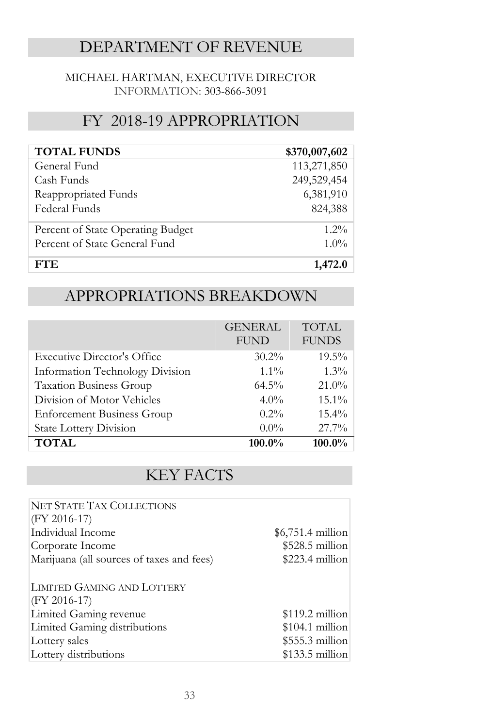# DEPARTMENT OF REVENUE

MICHAEL HARTMAN, EXECUTIVE DIRECTOR
INFORMATION: 303-866-3091

## FY 2018-19 APPROPRIATION

| **TOTAL FUNDS** | **$370,007,602** |
|---|---|
| General Fund | 113,271,850 |
| Cash Funds | 249,529,454 |
| Reappropriated Funds | 6,381,910 |
| Federal Funds | 824,388 |
| Percent of State Operating Budget | 1.2% |
| Percent of State General Fund | 1.0% |
| **FTE** | **1,472.0** |

## APPROPRIATIONS BREAKDOWN

| | GENERAL FUND | TOTAL FUNDS |
|---|---|---|
| Executive Director's Office | 30.2% | 19.5% |
| Information Technology Division | 1.1% | 1.3% |
| Taxation Business Group | 64.5% | 21.0% |
| Division of Motor Vehicles | 4.0% | 15.1% |
| Enforcement Business Group | 0.2% | 15.4% |
| State Lottery Division | 0.0% | 27.7% |
| **TOTAL** | **100.0%** | **100.0%** |

## KEY FACTS

| NET STATE TAX COLLECTIONS (FY 2016-17) | |
|---|---|
| Individual Income | $6,751.4 million |
| Corporate Income | $528.5 million |
| Marijuana (all sources of taxes and fees) | $223.4 million |
| | |
| LIMITED GAMING AND LOTTERY (FY 2016-17) | |
| Limited Gaming revenue | $119.2 million |
| Limited Gaming distributions | $104.1 million |
| Lottery sales | $555.3 million |
| Lottery distributions | $133.5 million |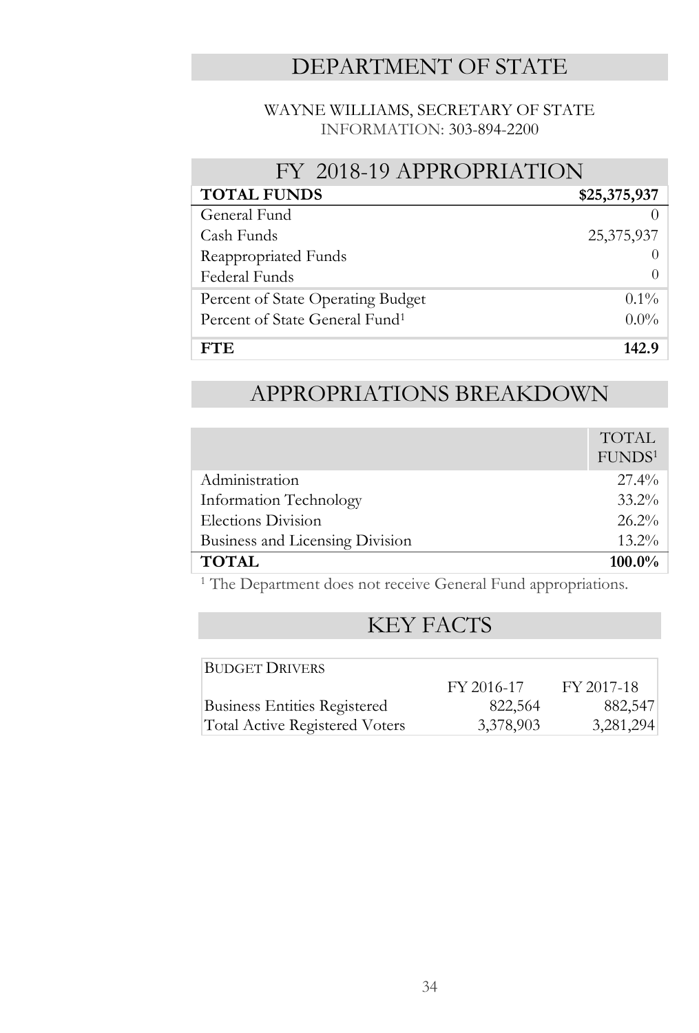# DEPARTMENT OF STATE

WAYNE WILLIAMS, SECRETARY OF STATE
INFORMATION: 303-894-2200

## FY 2018-19 APPROPRIATION

| **TOTAL FUNDS** | **$25,375,937** |
|---|---|
| General Fund | 0 |
| Cash Funds | 25,375,937 |
| Reappropriated Funds | 0 |
| Federal Funds | 0 |
| Percent of State Operating Budget | 0.1% |
| Percent of State General Fund[1] | 0.0% |
| **FTE** | **142.9** |

## APPROPRIATIONS BREAKDOWN

| | TOTAL FUNDS[1] |
|---|---|
| Administration | 27.4% |
| Information Technology | 33.2% |
| Elections Division | 26.2% |
| Business and Licensing Division | 13.2% |
| **TOTAL** | **100.0%** |

[1] The Department does not receive General Fund appropriations.

## KEY FACTS

| BUDGET DRIVERS | | |
|---|---|---|
| | FY 2016-17 | FY 2017-18 |
| Business Entities Registered | 822,564 | 882,547 |
| Total Active Registered Voters | 3,378,903 | 3,281,294 |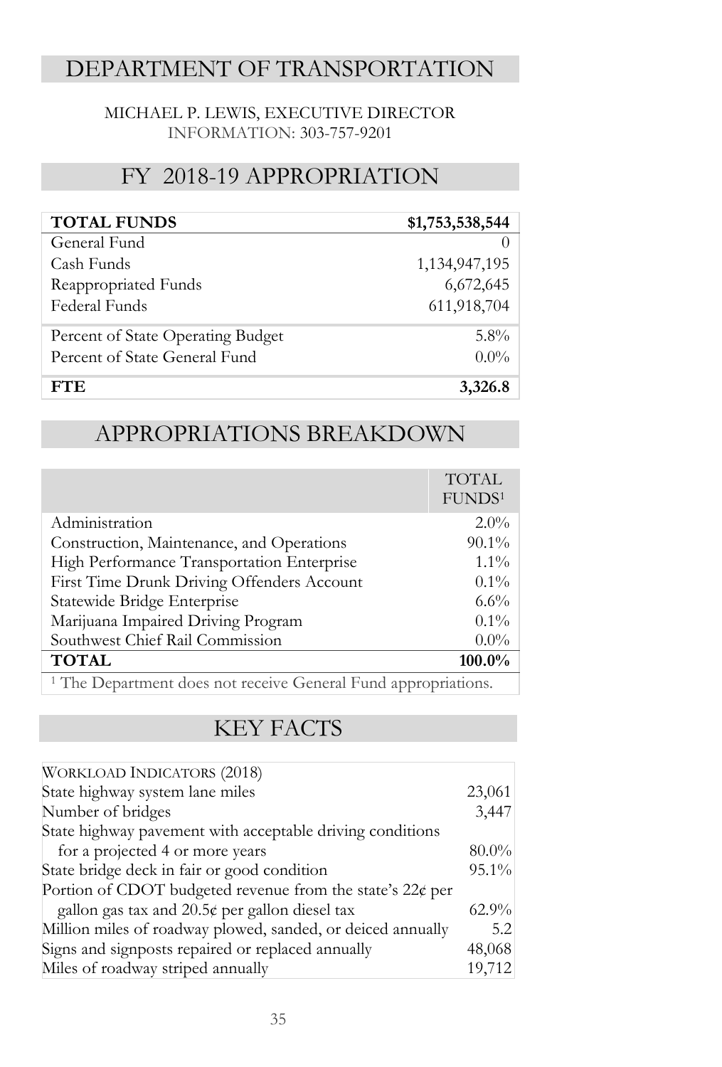# DEPARTMENT OF TRANSPORTATION

MICHAEL P. LEWIS, EXECUTIVE DIRECTOR
INFORMATION: 303-757-9201

## FY 2018-19 APPROPRIATION

| **TOTAL FUNDS** | **$1,753,538,544** |
|---|---|
| General Fund | 0 |
| Cash Funds | 1,134,947,195 |
| Reappropriated Funds | 6,672,645 |
| Federal Funds | 611,918,704 |
| Percent of State Operating Budget | 5.8% |
| Percent of State General Fund | 0.0% |
| **FTE** | **3,326.8** |

## APPROPRIATIONS BREAKDOWN

| | TOTAL FUNDS[1] |
|---|---|
| Administration | 2.0% |
| Construction, Maintenance, and Operations | 90.1% |
| High Performance Transportation Enterprise | 1.1% |
| First Time Drunk Driving Offenders Account | 0.1% |
| Statewide Bridge Enterprise | 6.6% |
| Marijuana Impaired Driving Program | 0.1% |
| Southwest Chief Rail Commission | 0.0% |
| **TOTAL** | **100.0%** |

[1] The Department does not receive General Fund appropriations.

## KEY FACTS

| WORKLOAD INDICATORS (2018) | |
|---|---|
| State highway system lane miles | 23,061 |
| Number of bridges | 3,447 |
| State highway pavement with acceptable driving conditions for a projected 4 or more years | 80.0% |
| State bridge deck in fair or good condition | 95.1% |
| Portion of CDOT budgeted revenue from the state's 22¢ per gallon gas tax and 20.5¢ per gallon diesel tax | 62.9% |
| Million miles of roadway plowed, sanded, or deiced annually | 5.2 |
| Signs and signposts repaired or replaced annually | 48,068 |
| Miles of roadway striped annually | 19,712 |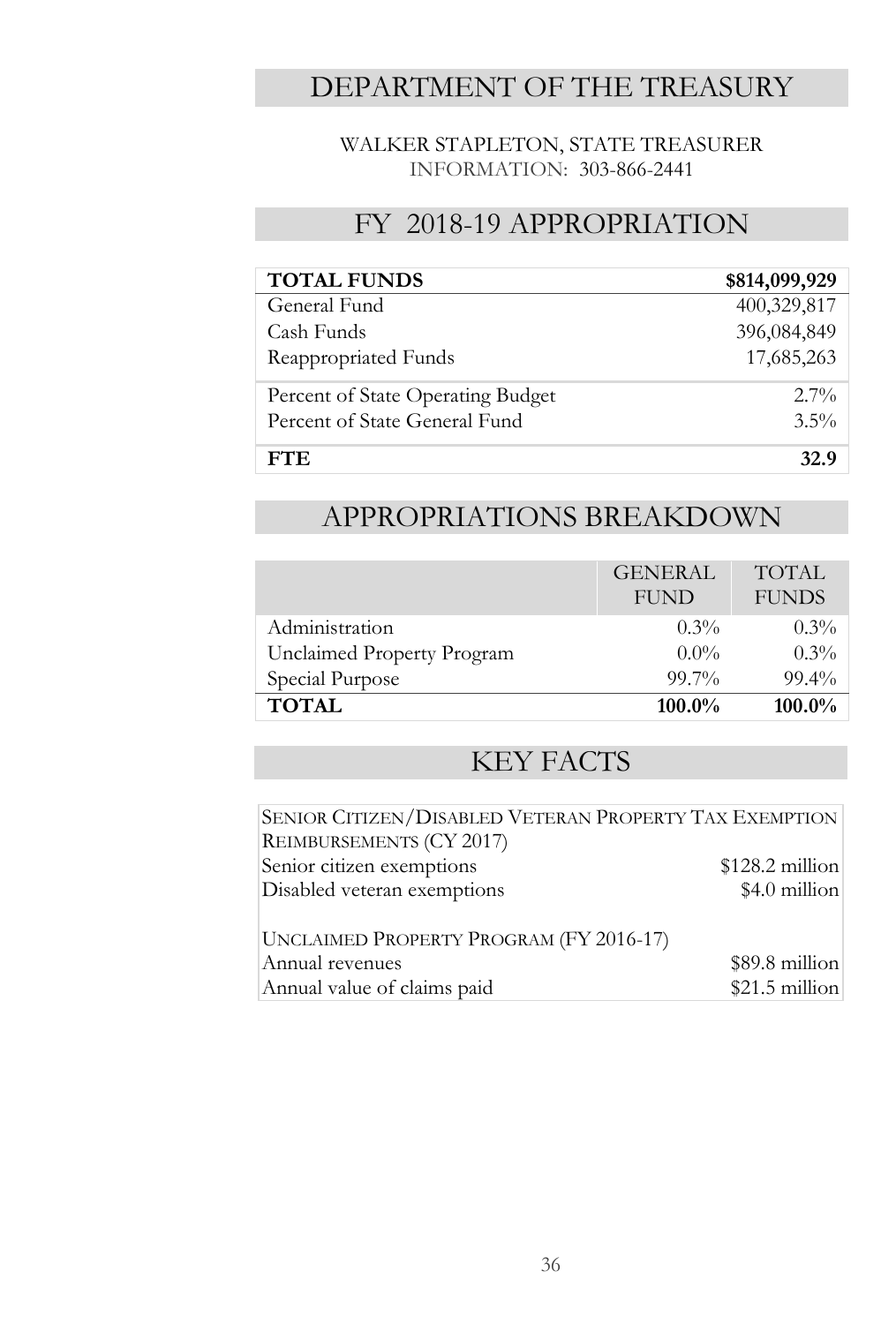# DEPARTMENT OF THE TREASURY

WALKER STAPLETON, STATE TREASURER
INFORMATION: 303-866-2441

## FY 2018-19 APPROPRIATION

| **TOTAL FUNDS** | **$814,099,929** |
|---|---|
| General Fund | 400,329,817 |
| Cash Funds | 396,084,849 |
| Reappropriated Funds | 17,685,263 |
| Percent of State Operating Budget | 2.7% |
| Percent of State General Fund | 3.5% |
| **FTE** | **32.9** |

## APPROPRIATIONS BREAKDOWN

| | GENERAL FUND | TOTAL FUNDS |
|---|---|---|
| Administration | 0.3% | 0.3% |
| Unclaimed Property Program | 0.0% | 0.3% |
| Special Purpose | 99.7% | 99.4% |
| **TOTAL** | **100.0%** | **100.0%** |

## KEY FACTS

| SENIOR CITIZEN/DISABLED VETERAN PROPERTY TAX EXEMPTION REIMBURSEMENTS (CY 2017) | |
|---|---|
| Senior citizen exemptions | $128.2 million |
| Disabled veteran exemptions | $4.0 million |
| | |
| UNCLAIMED PROPERTY PROGRAM (FY 2016-17) | |
| Annual revenues | $89.8 million |
| Annual value of claims paid | $21.5 million |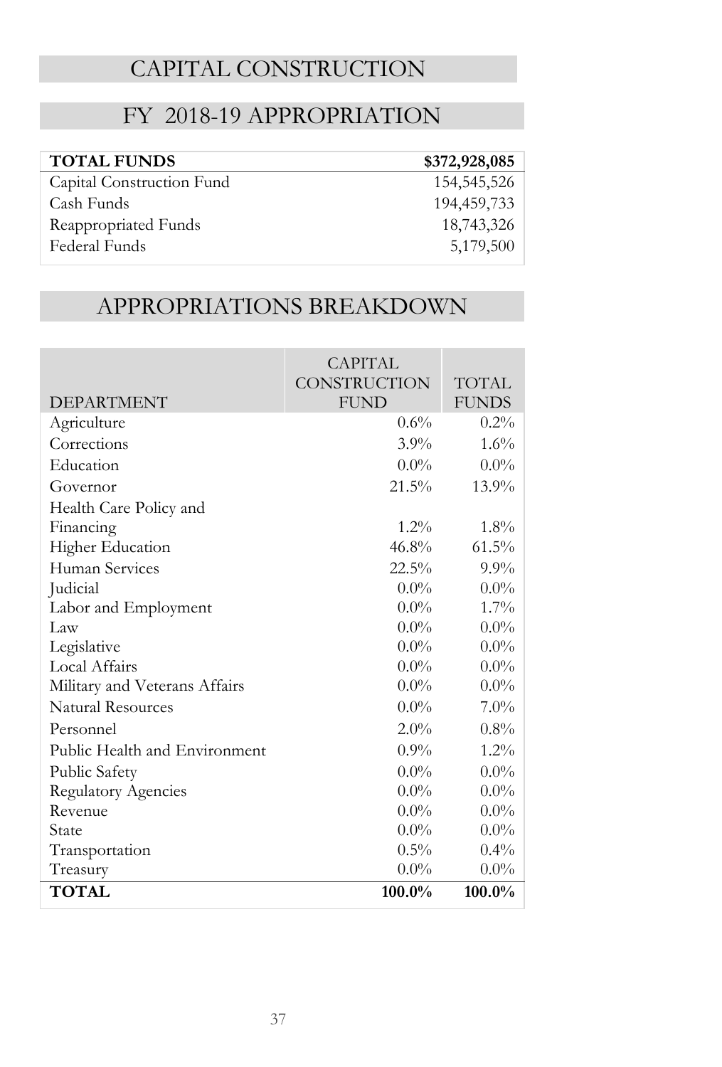# CAPITAL CONSTRUCTION

## FY 2018-19 APPROPRIATION

| **TOTAL FUNDS** | **$372,928,085** |
|---|---:|
| Capital Construction Fund | 154,545,526 |
| Cash Funds | 194,459,733 |
| Reappropriated Funds | 18,743,326 |
| Federal Funds | 5,179,500 |

## APPROPRIATIONS BREAKDOWN

| DEPARTMENT | CAPITAL CONSTRUCTION FUND | TOTAL FUNDS |
|---|---:|---:|
| Agriculture | 0.6% | 0.2% |
| Corrections | 3.9% | 1.6% |
| Education | 0.0% | 0.0% |
| Governor | 21.5% | 13.9% |
| Health Care Policy and Financing | 1.2% | 1.8% |
| Higher Education | 46.8% | 61.5% |
| Human Services | 22.5% | 9.9% |
| Judicial | 0.0% | 0.0% |
| Labor and Employment | 0.0% | 1.7% |
| Law | 0.0% | 0.0% |
| Legislative | 0.0% | 0.0% |
| Local Affairs | 0.0% | 0.0% |
| Military and Veterans Affairs | 0.0% | 0.0% |
| Natural Resources | 0.0% | 7.0% |
| Personnel | 2.0% | 0.8% |
| Public Health and Environment | 0.9% | 1.2% |
| Public Safety | 0.0% | 0.0% |
| Regulatory Agencies | 0.0% | 0.0% |
| Revenue | 0.0% | 0.0% |
| State | 0.0% | 0.0% |
| Transportation | 0.5% | 0.4% |
| Treasury | 0.0% | 0.0% |
| **TOTAL** | **100.0%** | **100.0%** |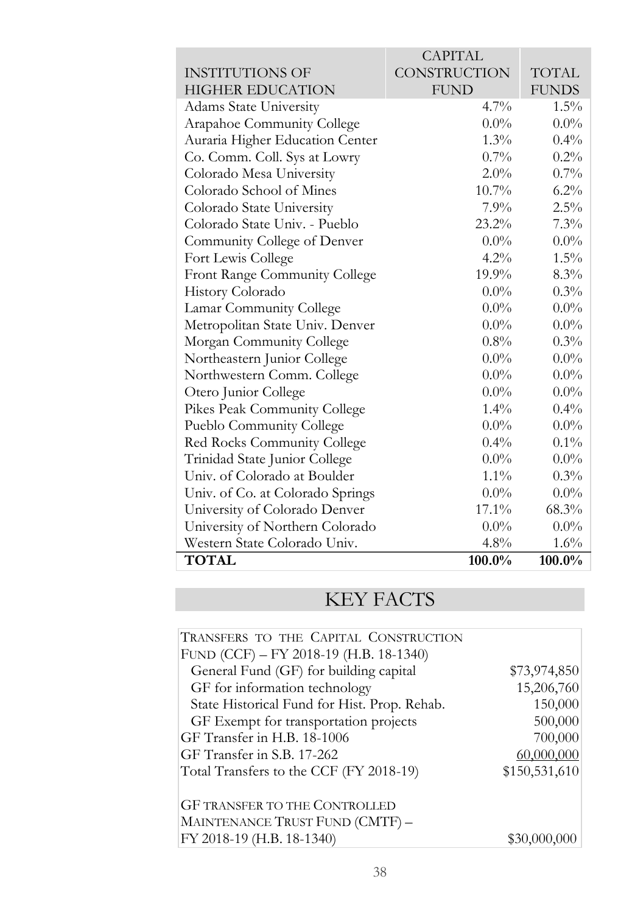| INSTITUTIONS OF HIGHER EDUCATION | CAPITAL CONSTRUCTION FUND | TOTAL FUNDS |
|---|---|---|
| Adams State University | 4.7% | 1.5% |
| Arapahoe Community College | 0.0% | 0.0% |
| Auraria Higher Education Center | 1.3% | 0.4% |
| Co. Comm. Coll. Sys at Lowry | 0.7% | 0.2% |
| Colorado Mesa University | 2.0% | 0.7% |
| Colorado School of Mines | 10.7% | 6.2% |
| Colorado State University | 7.9% | 2.5% |
| Colorado State Univ. - Pueblo | 23.2% | 7.3% |
| Community College of Denver | 0.0% | 0.0% |
| Fort Lewis College | 4.2% | 1.5% |
| Front Range Community College | 19.9% | 8.3% |
| History Colorado | 0.0% | 0.3% |
| Lamar Community College | 0.0% | 0.0% |
| Metropolitan State Univ. Denver | 0.0% | 0.0% |
| Morgan Community College | 0.8% | 0.3% |
| Northeastern Junior College | 0.0% | 0.0% |
| Northwestern Comm. College | 0.0% | 0.0% |
| Otero Junior College | 0.0% | 0.0% |
| Pikes Peak Community College | 1.4% | 0.4% |
| Pueblo Community College | 0.0% | 0.0% |
| Red Rocks Community College | 0.4% | 0.1% |
| Trinidad State Junior College | 0.0% | 0.0% |
| Univ. of Colorado at Boulder | 1.1% | 0.3% |
| Univ. of Co. at Colorado Springs | 0.0% | 0.0% |
| University of Colorado Denver | 17.1% | 68.3% |
| University of Northern Colorado | 0.0% | 0.0% |
| Western State Colorado Univ. | 4.8% | 1.6% |
| **TOTAL** | **100.0%** | **100.0%** |

## KEY FACTS

| | |
|---|---|
| TRANSFERS TO THE CAPITAL CONSTRUCTION FUND (CCF) – FY 2018-19 (H.B. 18-1340) | |
| General Fund (GF) for building capital | $73,974,850 |
| GF for information technology | 15,206,760 |
| State Historical Fund for Hist. Prop. Rehab. | 150,000 |
| GF Exempt for transportation projects | 500,000 |
| GF Transfer in H.B. 18-1006 | 700,000 |
| GF Transfer in S.B. 17-262 | 60,000,000 |
| Total Transfers to the CCF (FY 2018-19) | $150,531,610 |
| | |
| GF TRANSFER TO THE CONTROLLED MAINTENANCE TRUST FUND (CMTF) – FY 2018-19 (H.B. 18-1340) | $30,000,000 |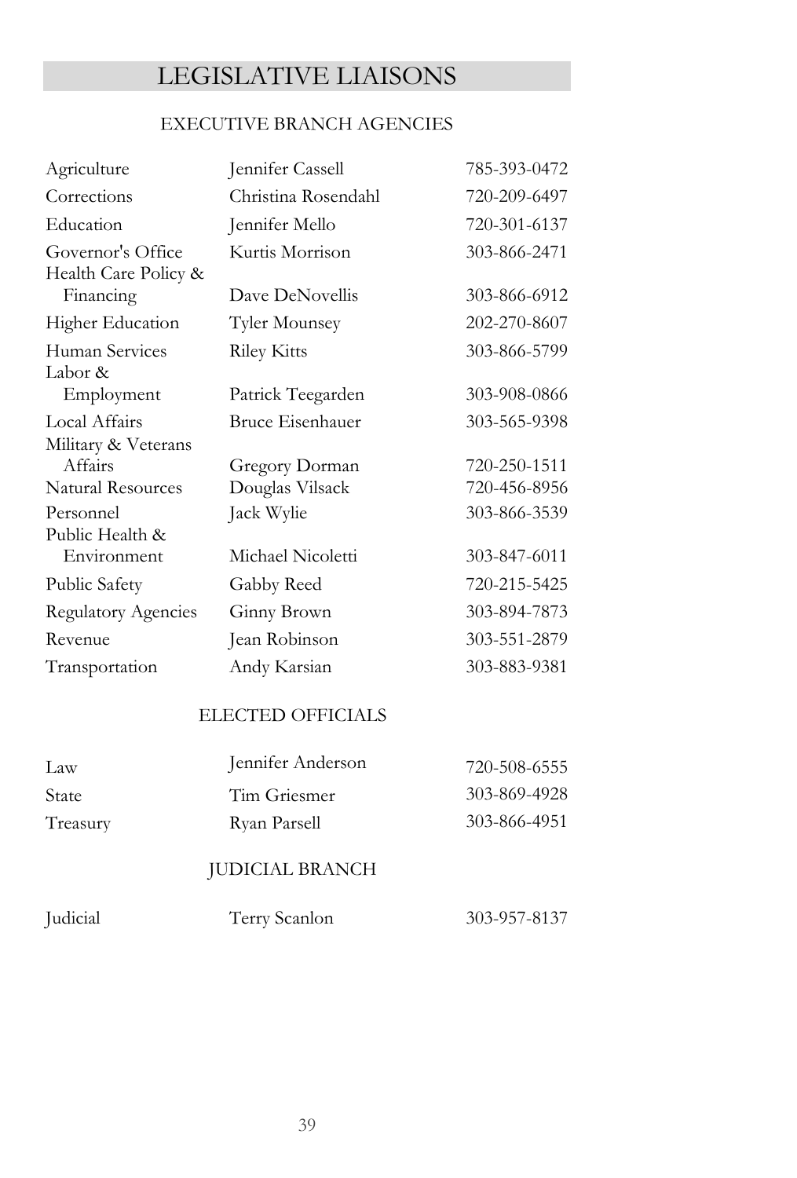# LEGISLATIVE LIAISONS

## EXECUTIVE BRANCH AGENCIES

| | | |
|---|---|---|
| Agriculture | Jennifer Cassell | 785-393-0472 |
| Corrections | Christina Rosendahl | 720-209-6497 |
| Education | Jennifer Mello | 720-301-6137 |
| Governor's Office | Kurtis Morrison | 303-866-2471 |
| Health Care Policy & Financing | Dave DeNovellis | 303-866-6912 |
| Higher Education | Tyler Mounsey | 202-270-8607 |
| Human Services | Riley Kitts | 303-866-5799 |
| Labor & Employment | Patrick Teegarden | 303-908-0866 |
| Local Affairs | Bruce Eisenhauer | 303-565-9398 |
| Military & Veterans Affairs | Gregory Dorman | 720-250-1511 |
| Natural Resources | Douglas Vilsack | 720-456-8956 |
| Personnel | Jack Wylie | 303-866-3539 |
| Public Health & Environment | Michael Nicoletti | 303-847-6011 |
| Public Safety | Gabby Reed | 720-215-5425 |
| Regulatory Agencies | Ginny Brown | 303-894-7873 |
| Revenue | Jean Robinson | 303-551-2879 |
| Transportation | Andy Karsian | 303-883-9381 |

## ELECTED OFFICIALS

| | | |
|---|---|---|
| Law | Jennifer Anderson | 720-508-6555 |
| State | Tim Griesmer | 303-869-4928 |
| Treasury | Ryan Parsell | 303-866-4951 |

## JUDICIAL BRANCH

| | | |
|---|---|---|
| Judicial | Terry Scanlon | 303-957-8137 |